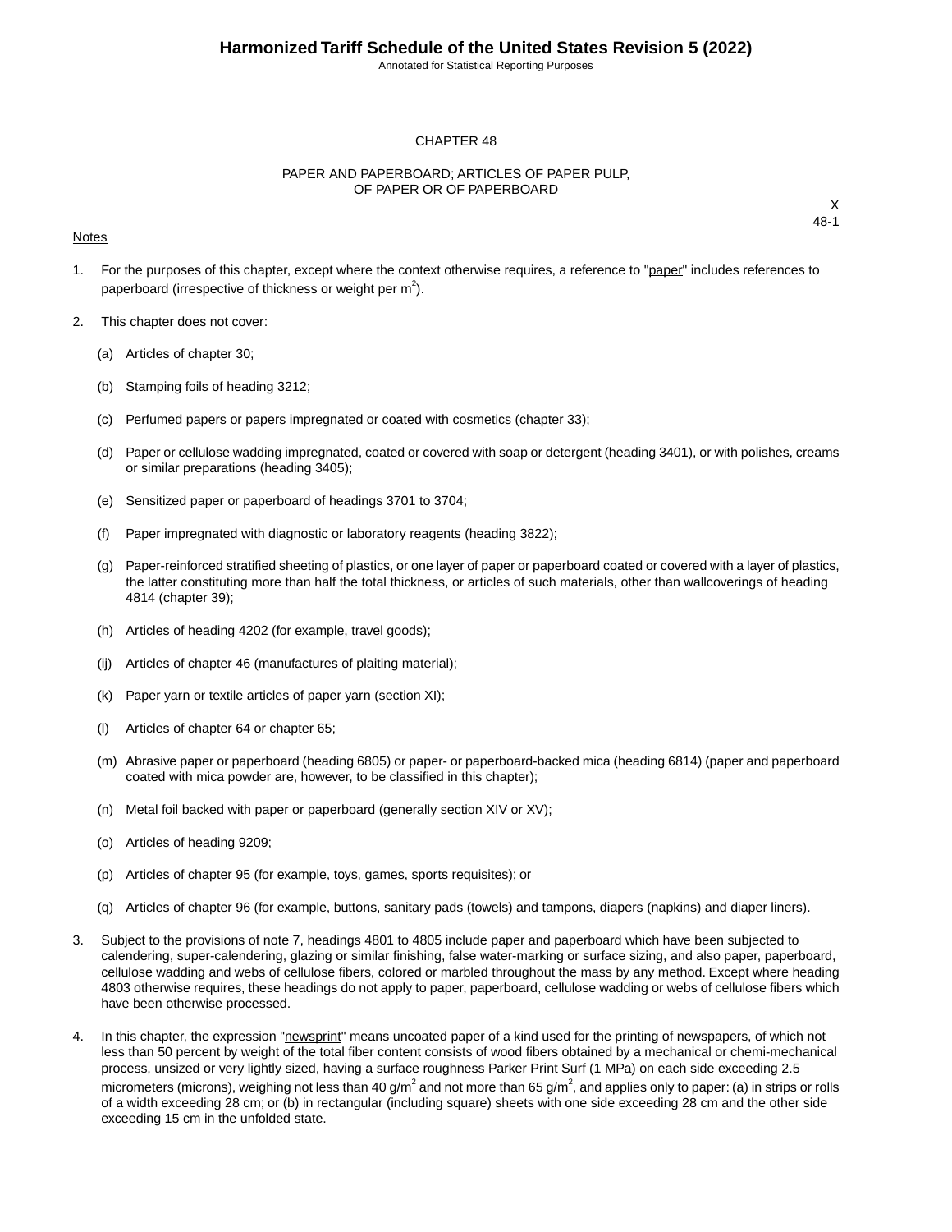# CHAPTER 48

## PAPER AND PAPERBOARD; ARTICLES OF PAPER PULP, OF PAPER OR OF PAPERBOARD

X
48-1

Notes

1. For the purposes of this chapter, except where the context otherwise requires, a reference to "paper" includes references to paperboard (irrespective of thickness or weight per $m^2$).

2. This chapter does not cover:

   (a) Articles of chapter 30;

   (b) Stamping foils of heading 3212;

   (c) Perfumed papers or papers impregnated or coated with cosmetics (chapter 33);

   (d) Paper or cellulose wadding impregnated, coated or covered with soap or detergent (heading 3401), or with polishes, creams or similar preparations (heading 3405);

   (e) Sensitized paper or paperboard of headings 3701 to 3704;

   (f) Paper impregnated with diagnostic or laboratory reagents (heading 3822);

   (g) Paper-reinforced stratified sheeting of plastics, or one layer of paper or paperboard coated or covered with a layer of plastics, the latter constituting more than half the total thickness, or articles of such materials, other than wallcoverings of heading 4814 (chapter 39);

   (h) Articles of heading 4202 (for example, travel goods);

   (ij) Articles of chapter 46 (manufactures of plaiting material);

   (k) Paper yarn or textile articles of paper yarn (section XI);

   (l) Articles of chapter 64 or chapter 65;

   (m) Abrasive paper or paperboard (heading 6805) or paper- or paperboard-backed mica (heading 6814) (paper and paperboard coated with mica powder are, however, to be classified in this chapter);

   (n) Metal foil backed with paper or paperboard (generally section XIV or XV);

   (o) Articles of heading 9209;

   (p) Articles of chapter 95 (for example, toys, games, sports requisites); or

   (q) Articles of chapter 96 (for example, buttons, sanitary pads (towels) and tampons, diapers (napkins) and diaper liners).

3. Subject to the provisions of note 7, headings 4801 to 4805 include paper and paperboard which have been subjected to calendering, super-calendering, glazing or similar finishing, false water-marking or surface sizing, and also paper, paperboard, cellulose wadding and webs of cellulose fibers, colored or marbled throughout the mass by any method. Except where heading 4803 otherwise requires, these headings do not apply to paper, paperboard, cellulose wadding or webs of cellulose fibers which have been otherwise processed.

4. In this chapter, the expression "newsprint" means uncoated paper of a kind used for the printing of newspapers, of which not less than 50 percent by weight of the total fiber content consists of wood fibers obtained by a mechanical or chemi-mechanical process, unsized or very lightly sized, having a surface roughness Parker Print Surf (1 MPa) on each side exceeding 2.5 micrometers (microns), weighing not less than 40 g/$m^2$ and not more than 65 g/$m^2$, and applies only to paper: (a) in strips or rolls of a width exceeding 28 cm; or (b) in rectangular (including square) sheets with one side exceeding 28 cm and the other side exceeding 15 cm in the unfolded state.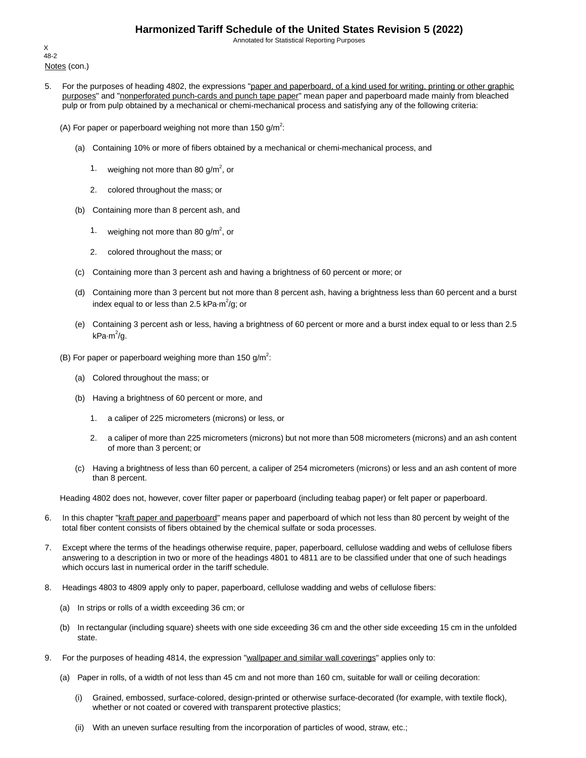Notes (con.)

5. For the purposes of heading 4802, the expressions "paper and paperboard, of a kind used for writing, printing or other graphic purposes" and "nonperforated punch-cards and punch tape paper" mean paper and paperboard made mainly from bleached pulp or from pulp obtained by a mechanical or chemi-mechanical process and satisfying any of the following criteria:

   (A) For paper or paperboard weighing not more than 150 g/$m^2$:

   (a) Containing 10% or more of fibers obtained by a mechanical or chemi-mechanical process, and

   1. weighing not more than 80 g/$m^2$, or
   2. colored throughout the mass; or

   (b) Containing more than 8 percent ash, and

   1. weighing not more than 80 g/$m^2$, or
   2. colored throughout the mass; or

   (c) Containing more than 3 percent ash and having a brightness of 60 percent or more; or

   (d) Containing more than 3 percent but not more than 8 percent ash, having a brightness less than 60 percent and a burst index equal to or less than 2.5 kPa·$m^2$/g; or

   (e) Containing 3 percent ash or less, having a brightness of 60 percent or more and a burst index equal to or less than 2.5 kPa·$m^2$/g.

   (B) For paper or paperboard weighing more than 150 g/$m^2$:

   (a) Colored throughout the mass; or

   (b) Having a brightness of 60 percent or more, and

   1. a caliper of 225 micrometers (microns) or less, or
   2. a caliper of more than 225 micrometers (microns) but not more than 508 micrometers (microns) and an ash content of more than 3 percent; or

   (c) Having a brightness of less than 60 percent, a caliper of 254 micrometers (microns) or less and an ash content of more than 8 percent.

   Heading 4802 does not, however, cover filter paper or paperboard (including teabag paper) or felt paper or paperboard.

6. In this chapter "kraft paper and paperboard" means paper and paperboard of which not less than 80 percent by weight of the total fiber content consists of fibers obtained by the chemical sulfate or soda processes.

7. Except where the terms of the headings otherwise require, paper, paperboard, cellulose wadding and webs of cellulose fibers answering to a description in two or more of the headings 4801 to 4811 are to be classified under that one of such headings which occurs last in numerical order in the tariff schedule.

8. Headings 4803 to 4809 apply only to paper, paperboard, cellulose wadding and webs of cellulose fibers:

   (a) In strips or rolls of a width exceeding 36 cm; or

   (b) In rectangular (including square) sheets with one side exceeding 36 cm and the other side exceeding 15 cm in the unfolded state.

9. For the purposes of heading 4814, the expression "wallpaper and similar wall coverings" applies only to:

   (a) Paper in rolls, of a width of not less than 45 cm and not more than 160 cm, suitable for wall or ceiling decoration:

   (i) Grained, embossed, surface-colored, design-printed or otherwise surface-decorated (for example, with textile flock), whether or not coated or covered with transparent protective plastics;

   (ii) With an uneven surface resulting from the incorporation of particles of wood, straw, etc.;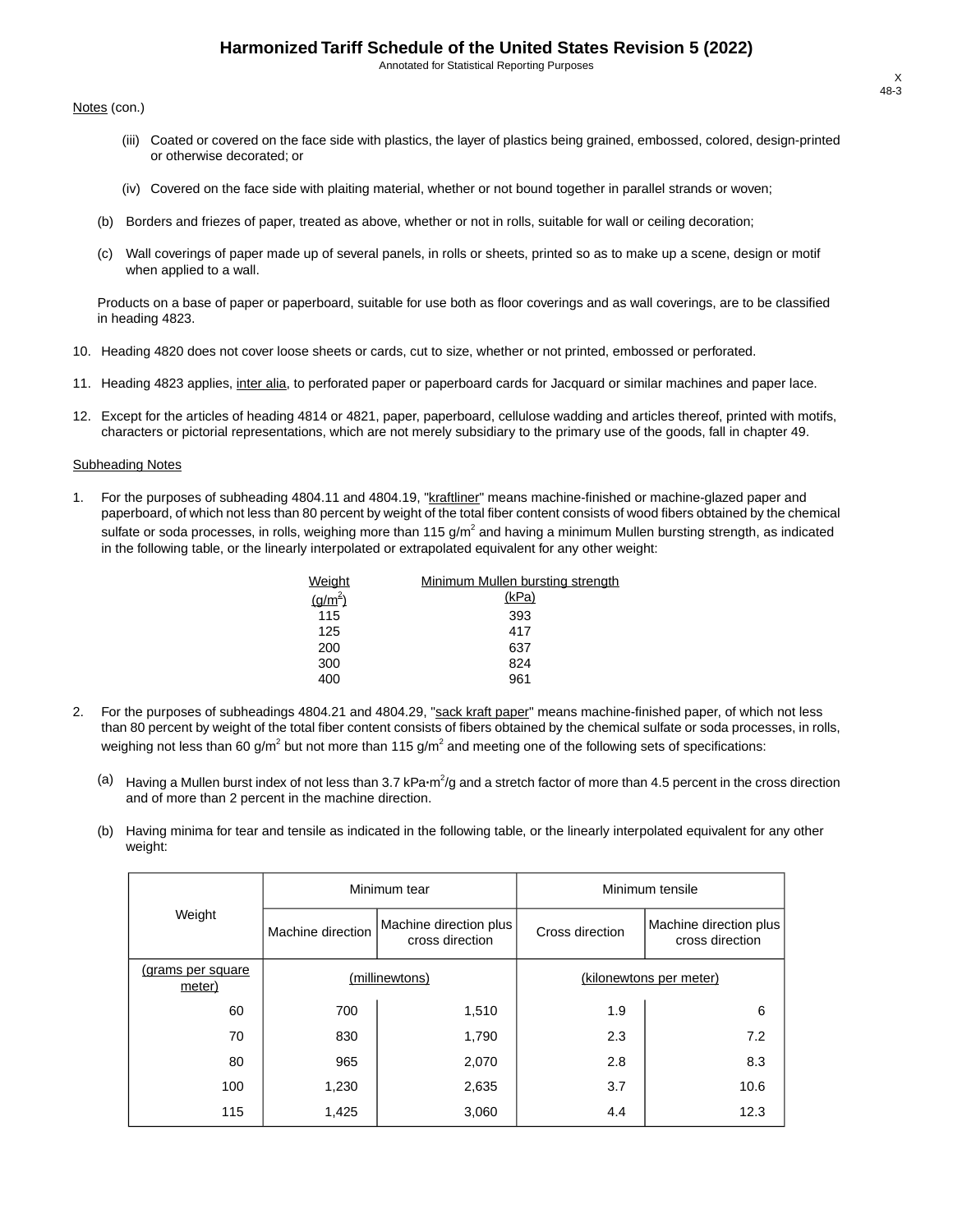Notes (con.)

(iii) Coated or covered on the face side with plastics, the layer of plastics being grained, embossed, colored, design-printed or otherwise decorated; or

(iv) Covered on the face side with plaiting material, whether or not bound together in parallel strands or woven;

(b) Borders and friezes of paper, treated as above, whether or not in rolls, suitable for wall or ceiling decoration;

(c) Wall coverings of paper made up of several panels, in rolls or sheets, printed so as to make up a scene, design or motif when applied to a wall.

Products on a base of paper or paperboard, suitable for use both as floor coverings and as wall coverings, are to be classified in heading 4823.

10. Heading 4820 does not cover loose sheets or cards, cut to size, whether or not printed, embossed or perforated.

11. Heading 4823 applies, inter alia, to perforated paper or paperboard cards for Jacquard or similar machines and paper lace.

12. Except for the articles of heading 4814 or 4821, paper, paperboard, cellulose wadding and articles thereof, printed with motifs, characters or pictorial representations, which are not merely subsidiary to the primary use of the goods, fall in chapter 49.

Subheading Notes

1. For the purposes of subheading 4804.11 and 4804.19, "kraftliner" means machine-finished or machine-glazed paper and paperboard, of which not less than 80 percent by weight of the total fiber content consists of wood fibers obtained by the chemical sulfate or soda processes, in rolls, weighing more than 115 g/$m^2$ and having a minimum Mullen bursting strength, as indicated in the following table, or the linearly interpolated or extrapolated equivalent for any other weight:

| Weight (g/$m^2$) | Minimum Mullen bursting strength (kPa) |
|---|---|
| 115 | 393 |
| 125 | 417 |
| 200 | 637 |
| 300 | 824 |
| 400 | 961 |

2. For the purposes of subheadings 4804.21 and 4804.29, "sack kraft paper" means machine-finished paper, of which not less than 80 percent by weight of the total fiber content consists of fibers obtained by the chemical sulfate or soda processes, in rolls, weighing not less than 60 g/$m^2$ but not more than 115 g/$m^2$ and meeting one of the following sets of specifications:

(a) Having a Mullen burst index of not less than 3.7 kPa·$m^2$/g and a stretch factor of more than 4.5 percent in the cross direction and of more than 2 percent in the machine direction.

(b) Having minima for tear and tensile as indicated in the following table, or the linearly interpolated equivalent for any other weight:

| Weight | Minimum tear | | Minimum tensile | |
|---|---|---|---|---|
| | Machine direction | Machine direction plus cross direction | Cross direction | Machine direction plus cross direction |
| (grams per square meter) | (millinewtons) | | (kilonewtons per meter) | |
| 60 | 700 | 1,510 | 1.9 | 6 |
| 70 | 830 | 1,790 | 2.3 | 7.2 |
| 80 | 965 | 2,070 | 2.8 | 8.3 |
| 100 | 1,230 | 2,635 | 3.7 | 10.6 |
| 115 | 1,425 | 3,060 | 4.4 | 12.3 |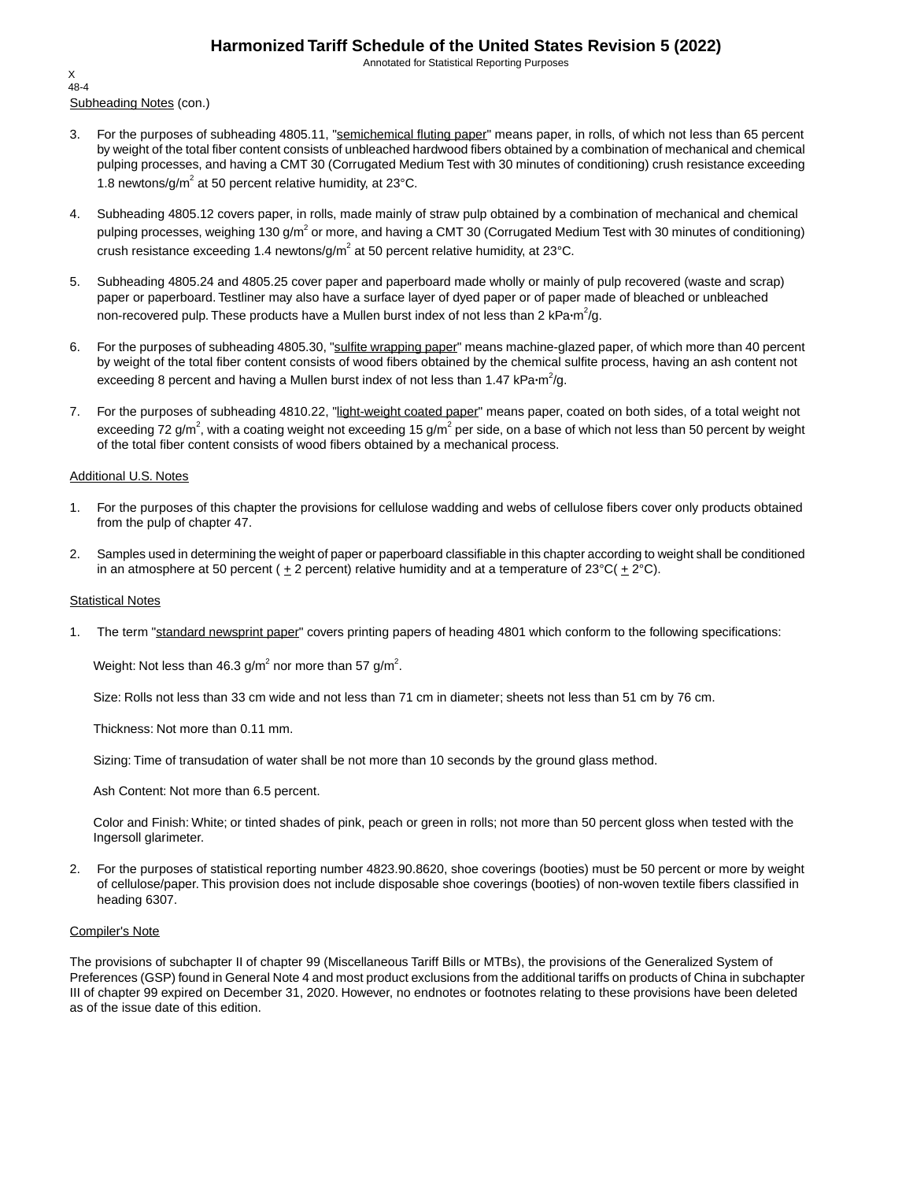Subheading Notes (con.)

3. For the purposes of subheading 4805.11, "semichemical fluting paper" means paper, in rolls, of which not less than 65 percent by weight of the total fiber content consists of unbleached hardwood fibers obtained by a combination of mechanical and chemical pulping processes, and having a CMT 30 (Corrugated Medium Test with 30 minutes of conditioning) crush resistance exceeding 1.8 newtons/g/$m^2$ at 50 percent relative humidity, at 23°C.

4. Subheading 4805.12 covers paper, in rolls, made mainly of straw pulp obtained by a combination of mechanical and chemical pulping processes, weighing 130 g/$m^2$ or more, and having a CMT 30 (Corrugated Medium Test with 30 minutes of conditioning) crush resistance exceeding 1.4 newtons/g/$m^2$ at 50 percent relative humidity, at 23°C.

5. Subheading 4805.24 and 4805.25 cover paper and paperboard made wholly or mainly of pulp recovered (waste and scrap) paper or paperboard. Testliner may also have a surface layer of dyed paper or of paper made of bleached or unbleached non-recovered pulp. These products have a Mullen burst index of not less than 2 kPa·$m^2$/g.

6. For the purposes of subheading 4805.30, "sulfite wrapping paper" means machine-glazed paper, of which more than 40 percent by weight of the total fiber content consists of wood fibers obtained by the chemical sulfite process, having an ash content not exceeding 8 percent and having a Mullen burst index of not less than 1.47 kPa·$m^2$/g.

7. For the purposes of subheading 4810.22, "light-weight coated paper" means paper, coated on both sides, of a total weight not exceeding 72 g/$m^2$, with a coating weight not exceeding 15 g/$m^2$ per side, on a base of which not less than 50 percent by weight of the total fiber content consists of wood fibers obtained by a mechanical process.

Additional U.S. Notes

1. For the purposes of this chapter the provisions for cellulose wadding and webs of cellulose fibers cover only products obtained from the pulp of chapter 47.

2. Samples used in determining the weight of paper or paperboard classifiable in this chapter according to weight shall be conditioned in an atmosphere at 50 percent ( $\pm$ 2 percent) relative humidity and at a temperature of 23°C( $\pm$ 2°C).

Statistical Notes

1. The term "standard newsprint paper" covers printing papers of heading 4801 which conform to the following specifications:

   Weight: Not less than 46.3 g/$m^2$ nor more than 57 g/$m^2$.

   Size: Rolls not less than 33 cm wide and not less than 71 cm in diameter; sheets not less than 51 cm by 76 cm.

   Thickness: Not more than 0.11 mm.

   Sizing: Time of transudation of water shall be not more than 10 seconds by the ground glass method.

   Ash Content: Not more than 6.5 percent.

   Color and Finish: White; or tinted shades of pink, peach or green in rolls; not more than 50 percent gloss when tested with the Ingersoll glarimeter.

2. For the purposes of statistical reporting number 4823.90.8620, shoe coverings (booties) must be 50 percent or more by weight of cellulose/paper. This provision does not include disposable shoe coverings (booties) of non-woven textile fibers classified in heading 6307.

Compiler's Note

The provisions of subchapter II of chapter 99 (Miscellaneous Tariff Bills or MTBs), the provisions of the Generalized System of Preferences (GSP) found in General Note 4 and most product exclusions from the additional tariffs on products of China in subchapter III of chapter 99 expired on December 31, 2020. However, no endnotes or footnotes relating to these provisions have been deleted as of the issue date of this edition.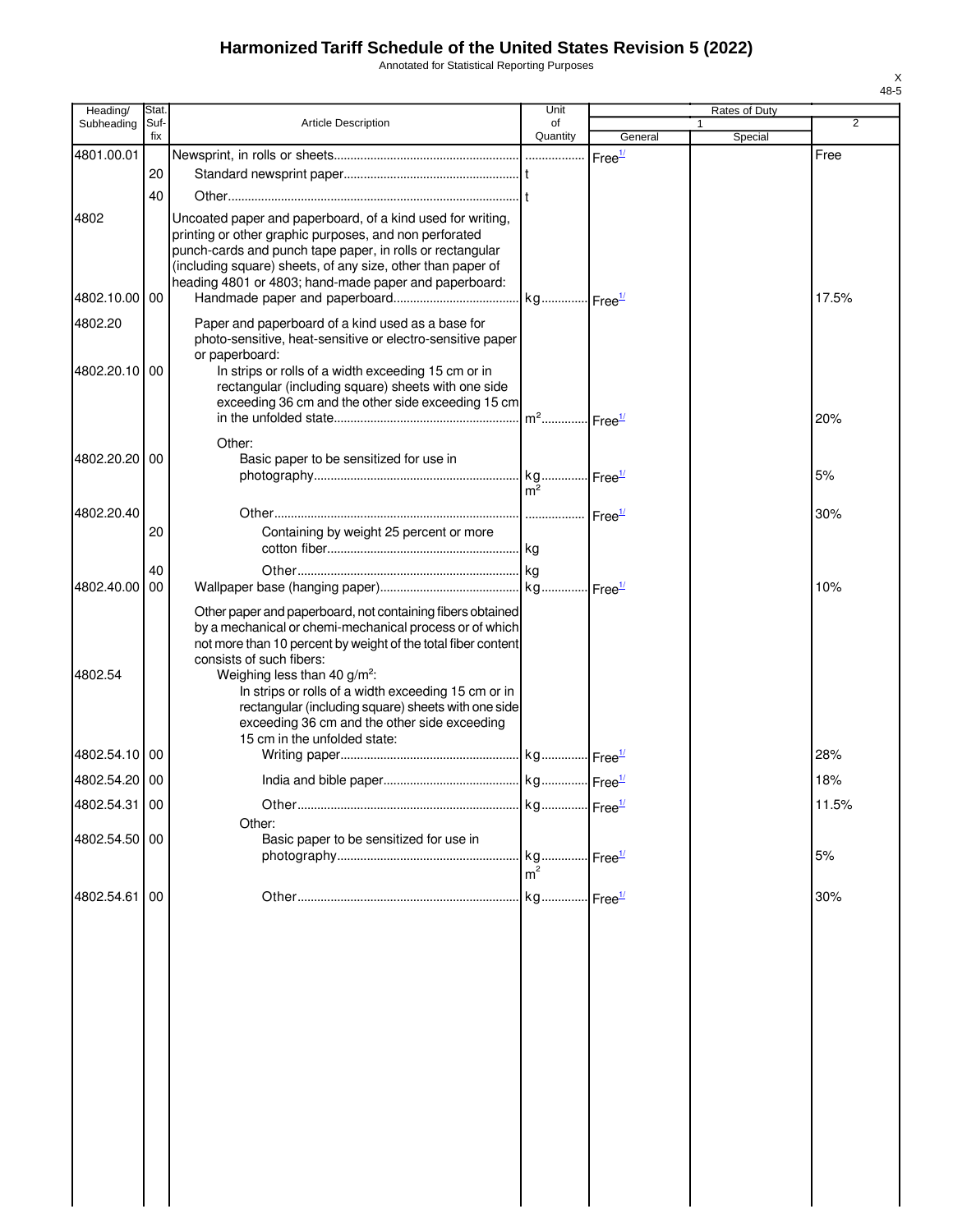# Harmonized Tariff Schedule of the United States Revision 5 (2022)

Annotated for Statistical Reporting Purposes

| Heading/ Subheading | Stat. Suf- fix | Article Description | Unit of Quantity | Rates of Duty 1 General | Rates of Duty 1 Special | Rates of Duty 2 |
|---|---|---|---|---|---|---|
| 4801.00.01 | | Newsprint, in rolls or sheets | | Free[1/] | | Free |
| | 20 | Standard newsprint paper | t | | | |
| | 40 | Other | t | | | |
| 4802 | | Uncoated paper and paperboard, of a kind used for writing, printing or other graphic purposes, and non perforated punch-cards and punch tape paper, in rolls or rectangular (including square) sheets, of any size, other than paper of heading 4801 or 4803; hand-made paper and paperboard: | | | | |
| 4802.10.00 | 00 | Handmade paper and paperboard | kg | Free[1/] | | 17.5% |
| 4802.20 | | Paper and paperboard of a kind used as a base for photo-sensitive, heat-sensitive or electro-sensitive paper or paperboard: | | | | |
| 4802.20.10 | 00 | In strips or rolls of a width exceeding 15 cm or in rectangular (including square) sheets with one side exceeding 36 cm and the other side exceeding 15 cm in the unfolded state | $m^2$ | Free[1/] | | 20% |
| | | Other: | | | | |
| 4802.20.20 | 00 | Basic paper to be sensitized for use in photography | kg $m^2$ | Free[1/] | | 5% |
| 4802.20.40 | | Other | | Free[1/] | | 30% |
| | 20 | Containing by weight 25 percent or more cotton fiber | kg | | | |
| | 40 | Other | kg | | | |
| 4802.40.00 | 00 | Wallpaper base (hanging paper) | kg | Free[1/] | | 10% |
| | | Other paper and paperboard, not containing fibers obtained by a mechanical or chemi-mechanical process or of which not more than 10 percent by weight of the total fiber content consists of such fibers: | | | | |
| 4802.54 | | Weighing less than 40 g/$m^2$: | | | | |
| | | In strips or rolls of a width exceeding 15 cm or in rectangular (including square) sheets with one side exceeding 36 cm and the other side exceeding 15 cm in the unfolded state: | | | | |
| 4802.54.10 | 00 | Writing paper | kg | Free[1/] | | 28% |
| 4802.54.20 | 00 | India and bible paper | kg | Free[1/] | | 18% |
| 4802.54.31 | 00 | Other | kg | Free[1/] | | 11.5% |
| | | Other: | | | | |
| 4802.54.50 | 00 | Basic paper to be sensitized for use in photography | kg $m^2$ | Free[1/] | | 5% |
| 4802.54.61 | 00 | Other | kg | Free[1/] | | 30% |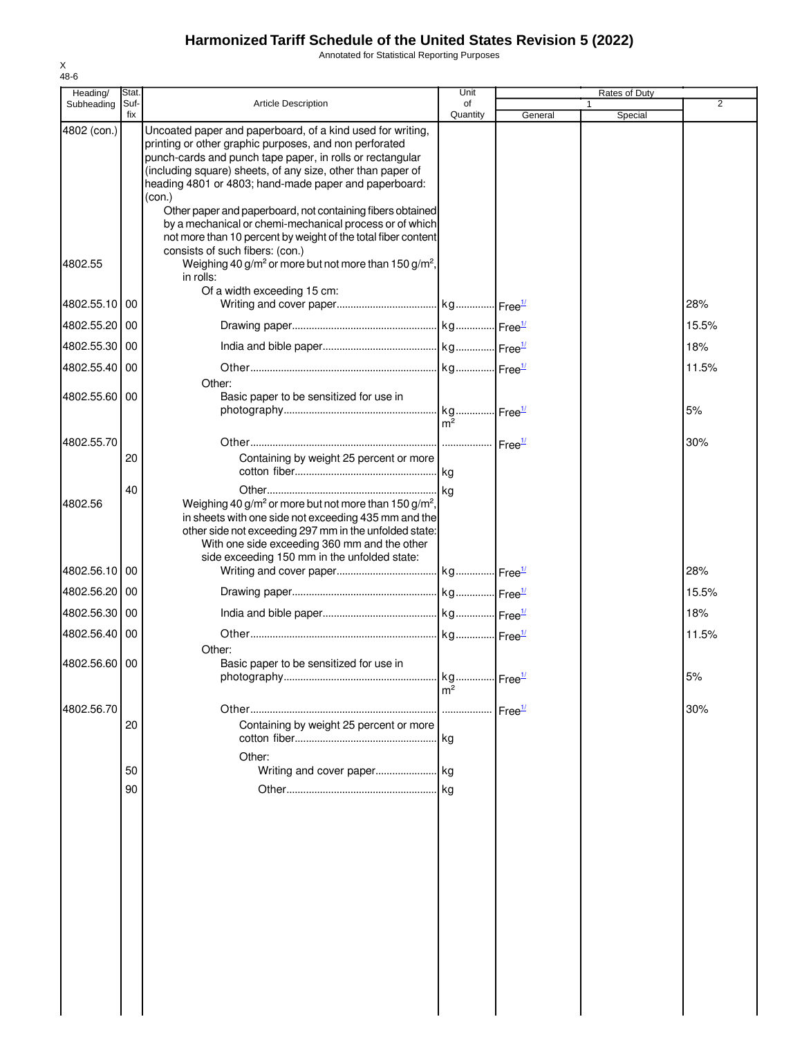# Harmonized Tariff Schedule of the United States Revision 5 (2022)

Annotated for Statistical Reporting Purposes

| Heading/ Subheading | Stat. Suf- fix | Article Description | Unit of Quantity | Rates of Duty 1 General | Rates of Duty 1 Special | Rates of Duty 2 |
|---|---|---|---|---|---|---|
| 4802 (con.) | | Uncoated paper and paperboard, of a kind used for writing, printing or other graphic purposes, and non perforated punch-cards and punch tape paper, in rolls or rectangular (including square) sheets, of any size, other than paper of heading 4801 or 4803; hand-made paper and paperboard: (con.) | | | | |
| | | Other paper and paperboard, not containing fibers obtained by a mechanical or chemi-mechanical process or of which not more than 10 percent by weight of the total fiber content consists of such fibers: (con.) | | | | |
| 4802.55 | | Weighing 40 g/m² or more but not more than 150 g/m², in rolls: | | | | |
| | | Of a width exceeding 15 cm: | | | | |
| 4802.55.10 | 00 | Writing and cover paper | kg | Free[1/] | | 28% |
| 4802.55.20 | 00 | Drawing paper | kg | Free[1/] | | 15.5% |
| 4802.55.30 | 00 | India and bible paper | kg | Free[1/] | | 18% |
| 4802.55.40 | 00 | Other | kg | Free[1/] | | 11.5% |
| | | Other: | | | | |
| 4802.55.60 | 00 | Basic paper to be sensitized for use in photography | kg<br>m² | Free[1/] | | 5% |
| 4802.55.70 | | Other | | Free[1/] | | 30% |
| | 20 | Containing by weight 25 percent or more cotton fiber | kg | | | |
| | 40 | Other | kg | | | |
| 4802.56 | | Weighing 40 g/m² or more but not more than 150 g/m², in sheets with one side not exceeding 435 mm and the other side not exceeding 297 mm in the unfolded state: | | | | |
| | | With one side exceeding 360 mm and the other side exceeding 150 mm in the unfolded state: | | | | |
| 4802.56.10 | 00 | Writing and cover paper | kg | Free[1/] | | 28% |
| 4802.56.20 | 00 | Drawing paper | kg | Free[1/] | | 15.5% |
| 4802.56.30 | 00 | India and bible paper | kg | Free[1/] | | 18% |
| 4802.56.40 | 00 | Other | kg | Free[1/] | | 11.5% |
| | | Other: | | | | |
| 4802.56.60 | 00 | Basic paper to be sensitized for use in photography | kg<br>m² | Free[1/] | | 5% |
| 4802.56.70 | | Other | | Free[1/] | | 30% |
| | 20 | Containing by weight 25 percent or more cotton fiber | kg | | | |
| | | Other: | | | | |
| | 50 | Writing and cover paper | kg | | | |
| | 90 | Other | kg | | | |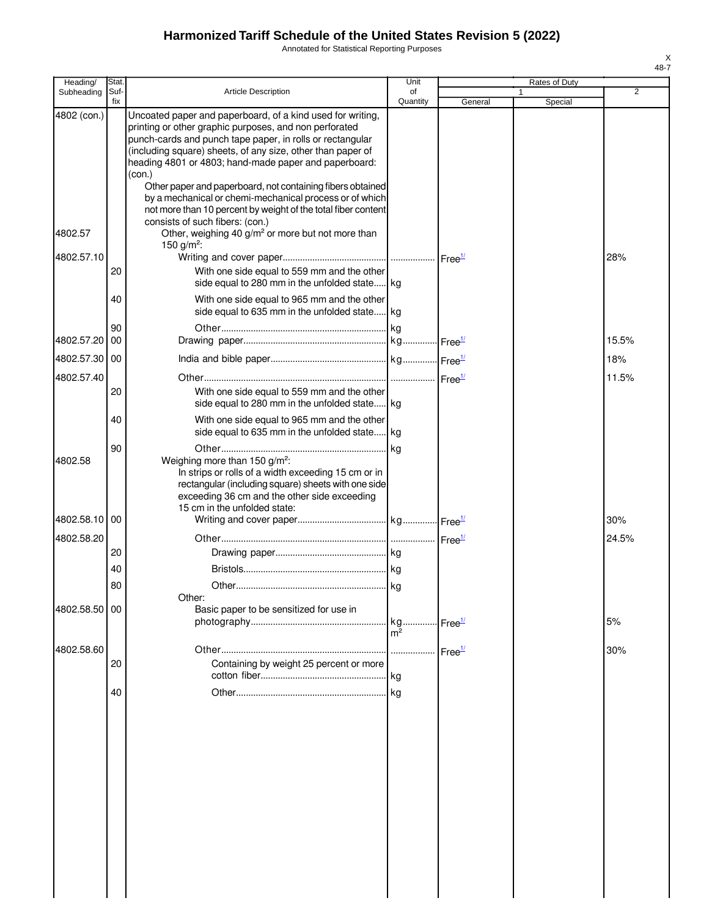# Harmonized Tariff Schedule of the United States Revision 5 (2022)

Annotated for Statistical Reporting Purposes

X
48-7

| Heading/ Subheading | Stat. Suf- fix | Article Description | Unit of Quantity | Rates of Duty 1 General | Special | 2 |
|---|---|---|---|---|---|---|
| 4802 (con.) | | Uncoated paper and paperboard, of a kind used for writing, printing or other graphic purposes, and non perforated punch-cards and punch tape paper, in rolls or rectangular (including square) sheets, of any size, other than paper of heading 4801 or 4803; hand-made paper and paperboard: (con.) | | | | |
| | | Other paper and paperboard, not containing fibers obtained by a mechanical or chemi-mechanical process or of which not more than 10 percent by weight of the total fiber content consists of such fibers: (con.) | | | | |
| 4802.57 | | Other, weighing 40 g/m² or more but not more than 150 g/m²: | | | | |
| 4802.57.10 | | Writing and cover paper | | Free[1/] | | 28% |
| | 20 | With one side equal to 559 mm and the other side equal to 280 mm in the unfolded state | kg | | | |
| | 40 | With one side equal to 965 mm and the other side equal to 635 mm in the unfolded state | kg | | | |
| | 90 | Other | kg | | | |
| 4802.57.20 | 00 | Drawing paper | kg | Free[1/] | | 15.5% |
| 4802.57.30 | 00 | India and bible paper | kg | Free[1/] | | 18% |
| 4802.57.40 | | Other | | Free[1/] | | 11.5% |
| | 20 | With one side equal to 559 mm and the other side equal to 280 mm in the unfolded state | kg | | | |
| | 40 | With one side equal to 965 mm and the other side equal to 635 mm in the unfolded state | kg | | | |
| | 90 | Other | kg | | | |
| 4802.58 | | Weighing more than 150 g/m²: | | | | |
| | | In strips or rolls of a width exceeding 15 cm or in rectangular (including square) sheets with one side exceeding 36 cm and the other side exceeding 15 cm in the unfolded state: | | | | |
| 4802.58.10 | 00 | Writing and cover paper | kg | Free[1/] | | 30% |
| 4802.58.20 | | Other | | Free[1/] | | 24.5% |
| | 20 | Drawing paper | kg | | | |
| | 40 | Bristols | kg | | | |
| | 80 | Other | kg | | | |
| | | Other: | | | | |
| 4802.58.50 | 00 | Basic paper to be sensitized for use in photography | kg m² | Free[1/] | | 5% |
| 4802.58.60 | | Other | | Free[1/] | | 30% |
| | 20 | Containing by weight 25 percent or more cotton fiber | kg | | | |
| | 40 | Other | kg | | | |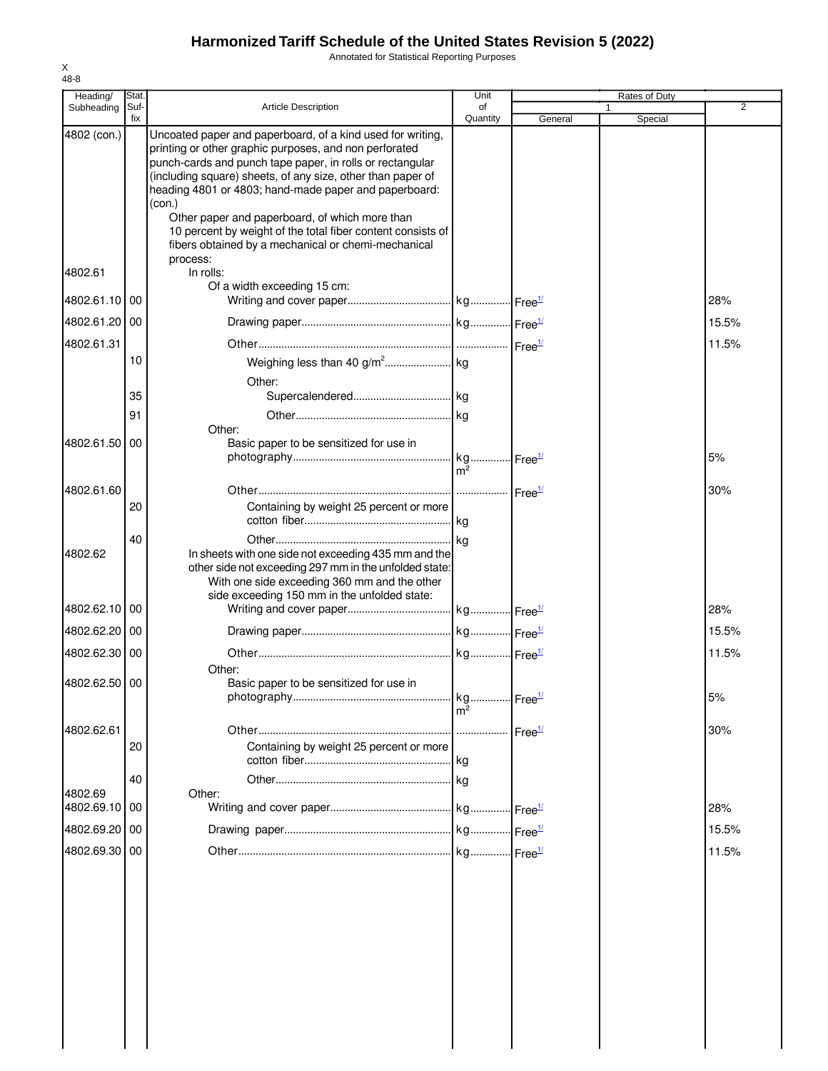# Harmonized Tariff Schedule of the United States Revision 5 (2022)

Annotated for Statistical Reporting Purposes

| Heading/ Subheading | Stat. Suf- fix | Article Description | Unit of Quantity | Rates of Duty 1 General | Rates of Duty 1 Special | Rates of Duty 2 |
|---|---|---|---|---|---|---|
| 4802 (con.) | | Uncoated paper and paperboard, of a kind used for writing, printing or other graphic purposes, and non perforated punch-cards and punch tape paper, in rolls or rectangular (including square) sheets, of any size, other than paper of heading 4801 or 4803; hand-made paper and paperboard: (con.) | | | | |
| | | Other paper and paperboard, of which more than 10 percent by weight of the total fiber content consists of fibers obtained by a mechanical or chemi-mechanical process: | | | | |
| 4802.61 | | In rolls: | | | | |
| | | Of a width exceeding 15 cm: | | | | |
| 4802.61.10 | 00 | Writing and cover paper | kg | Free[1/] | | 28% |
| 4802.61.20 | 00 | Drawing paper | kg | Free[1/] | | 15.5% |
| 4802.61.31 | | Other | | Free[1/] | | 11.5% |
| | 10 | Weighing less than 40 g/m² | kg | | | |
| | | Other: | | | | |
| | 35 | Supercalendered | kg | | | |
| | 91 | Other | kg | | | |
| | | Other: | | | | |
| 4802.61.50 | 00 | Basic paper to be sensitized for use in photography | kg m² | Free[1/] | | 5% |
| 4802.61.60 | | Other | | Free[1/] | | 30% |
| | 20 | Containing by weight 25 percent or more cotton fiber | kg | | | |
| | 40 | Other | kg | | | |
| 4802.62 | | In sheets with one side not exceeding 435 mm and the other side not exceeding 297 mm in the unfolded state: | | | | |
| | | With one side exceeding 360 mm and the other side exceeding 150 mm in the unfolded state: | | | | |
| 4802.62.10 | 00 | Writing and cover paper | kg | Free[1/] | | 28% |
| 4802.62.20 | 00 | Drawing paper | kg | Free[1/] | | 15.5% |
| 4802.62.30 | 00 | Other | kg | Free[1/] | | 11.5% |
| | | Other: | | | | |
| 4802.62.50 | 00 | Basic paper to be sensitized for use in photography | kg m² | Free[1/] | | 5% |
| 4802.62.61 | | Other | | Free[1/] | | 30% |
| | 20 | Containing by weight 25 percent or more cotton fiber | kg | | | |
| | 40 | Other | kg | | | |
| 4802.69 | | Other: | | | | |
| 4802.69.10 | 00 | Writing and cover paper | kg | Free[1/] | | 28% |
| 4802.69.20 | 00 | Drawing paper | kg | Free[1/] | | 15.5% |
| 4802.69.30 | 00 | Other | kg | Free[1/] | | 11.5% |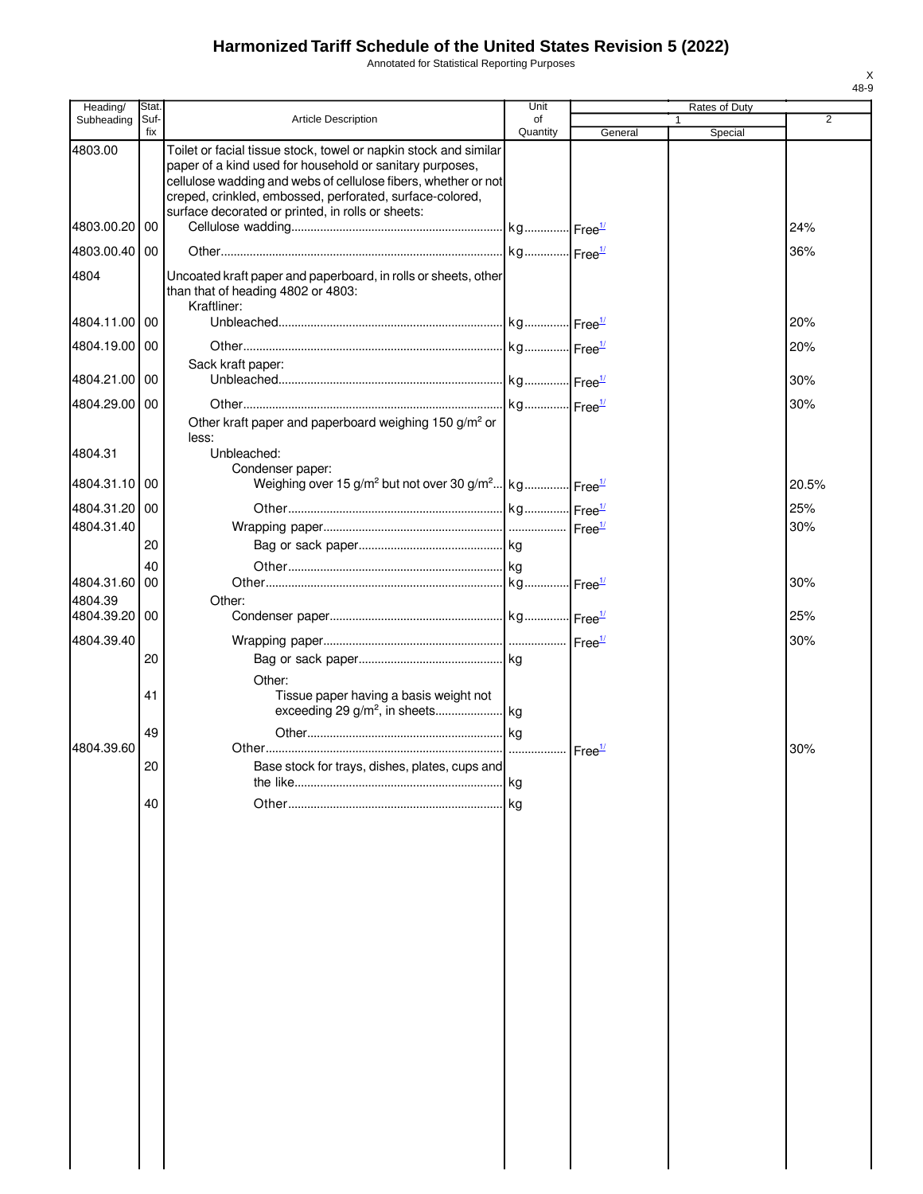# Harmonized Tariff Schedule of the United States Revision 5 (2022)

Annotated for Statistical Reporting Purposes

| Heading/ Subheading | Stat. Suf- fix | Article Description | Unit of Quantity | Rates of Duty 1 General | Special | 2 |
|---|---|---|---|---|---|---|
| 4803.00 | | Toilet or facial tissue stock, towel or napkin stock and similar paper of a kind used for household or sanitary purposes, cellulose wadding and webs of cellulose fibers, whether or not creped, crinkled, embossed, perforated, surface-colored, surface decorated or printed, in rolls or sheets: | | | | |
| 4803.00.20 | 00 | Cellulose wadding | kg | Free[1/] | | 24% |
| 4803.00.40 | 00 | Other | kg | Free[1/] | | 36% |
| 4804 | | Uncoated kraft paper and paperboard, in rolls or sheets, other than that of heading 4802 or 4803: | | | | |
| | | Kraftliner: | | | | |
| 4804.11.00 | 00 | Unbleached | kg | Free[1/] | | 20% |
| 4804.19.00 | 00 | Other | kg | Free[1/] | | 20% |
| | | Sack kraft paper: | | | | |
| 4804.21.00 | 00 | Unbleached | kg | Free[1/] | | 30% |
| 4804.29.00 | 00 | Other | kg | Free[1/] | | 30% |
| | | Other kraft paper and paperboard weighing 150 g/m² or less: | | | | |
| 4804.31 | | Unbleached: | | | | |
| | | Condenser paper: | | | | |
| 4804.31.10 | 00 | Weighing over 15 g/m² but not over 30 g/m² | kg | Free[1/] | | 20.5% |
| 4804.31.20 | 00 | Other | kg | Free[1/] | | 25% |
| 4804.31.40 | | Wrapping paper | | Free[1/] | | 30% |
| | 20 | Bag or sack paper | kg | | | |
| | 40 | Other | kg | | | |
| 4804.31.60 | 00 | Other | kg | Free[1/] | | 30% |
| 4804.39 | | Other: | | | | |
| 4804.39.20 | 00 | Condenser paper | kg | Free[1/] | | 25% |
| 4804.39.40 | | Wrapping paper | | Free[1/] | | 30% |
| | 20 | Bag or sack paper | kg | | | |
| | | Other: | | | | |
| | 41 | Tissue paper having a basis weight not exceeding 29 g/m², in sheets | kg | | | |
| | 49 | Other | kg | | | |
| 4804.39.60 | | Other | | Free[1/] | | 30% |
| | 20 | Base stock for trays, dishes, plates, cups and the like | kg | | | |
| | 40 | Other | kg | | | |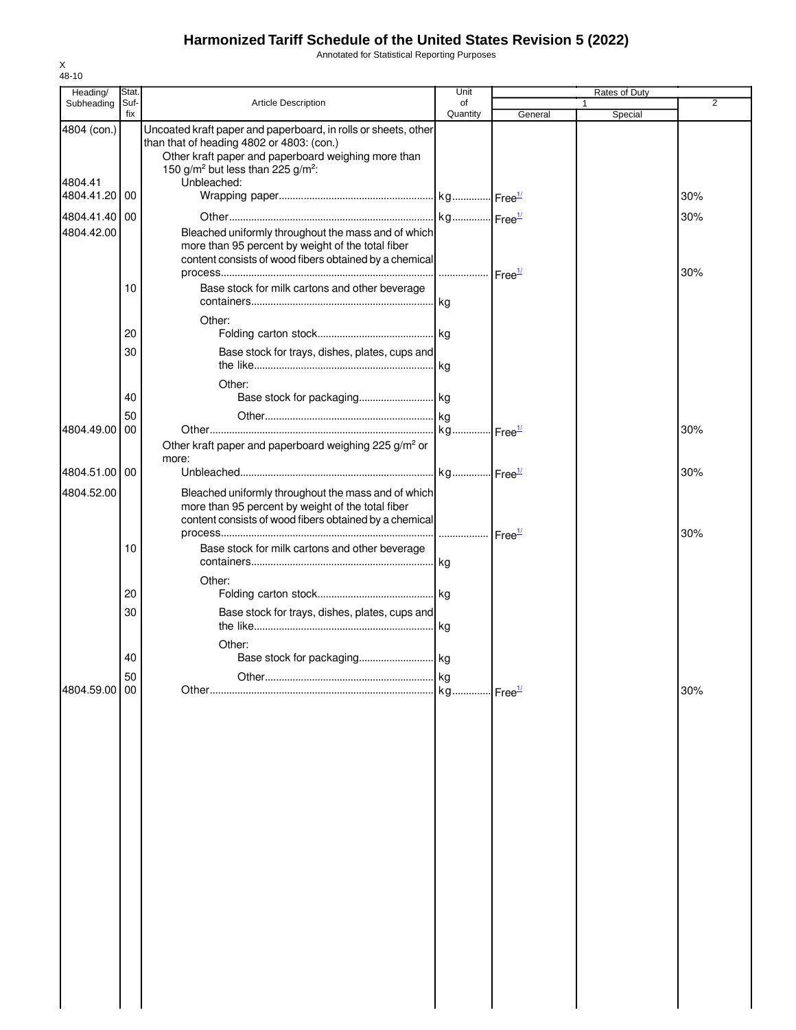# Harmonized Tariff Schedule of the United States Revision 5 (2022)

Annotated for Statistical Reporting Purposes

X
48-10

| Heading/ Subheading | Stat. Suf- fix | Article Description | Unit of Quantity | Rates of Duty 1 General | Special | 2 |
|---|---|---|---|---|---|---|
| 4804 (con.) | | Uncoated kraft paper and paperboard, in rolls or sheets, other than that of heading 4802 or 4803: (con.) | | | | |
| | | Other kraft paper and paperboard weighing more than 150 g/m² but less than 225 g/m²: | | | | |
| 4804.41 | | Unbleached: | | | | |
| 4804.41.20 | 00 | Wrapping paper | kg | Free[1/] | | 30% |
| 4804.41.40 | 00 | Other | kg | Free[1/] | | 30% |
| 4804.42.00 | | Bleached uniformly throughout the mass and of which more than 95 percent by weight of the total fiber content consists of wood fibers obtained by a chemical process | | Free[1/] | | 30% |
| | 10 | Base stock for milk cartons and other beverage containers | kg | | | |
| | | Other: | | | | |
| | 20 | Folding carton stock | kg | | | |
| | 30 | Base stock for trays, dishes, plates, cups and the like | kg | | | |
| | | Other: | | | | |
| | 40 | Base stock for packaging | kg | | | |
| | 50 | Other | kg | | | |
| 4804.49.00 | 00 | Other | kg | Free[1/] | | 30% |
| | | Other kraft paper and paperboard weighing 225 g/m² or more: | | | | |
| 4804.51.00 | 00 | Unbleached | kg | Free[1/] | | 30% |
| 4804.52.00 | | Bleached uniformly throughout the mass and of which more than 95 percent by weight of the total fiber content consists of wood fibers obtained by a chemical process | | Free[1/] | | 30% |
| | 10 | Base stock for milk cartons and other beverage containers | kg | | | |
| | | Other: | | | | |
| | 20 | Folding carton stock | kg | | | |
| | 30 | Base stock for trays, dishes, plates, cups and the like | kg | | | |
| | | Other: | | | | |
| | 40 | Base stock for packaging | kg | | | |
| | 50 | Other | kg | | | |
| 4804.59.00 | 00 | Other | kg | Free[1/] | | 30% |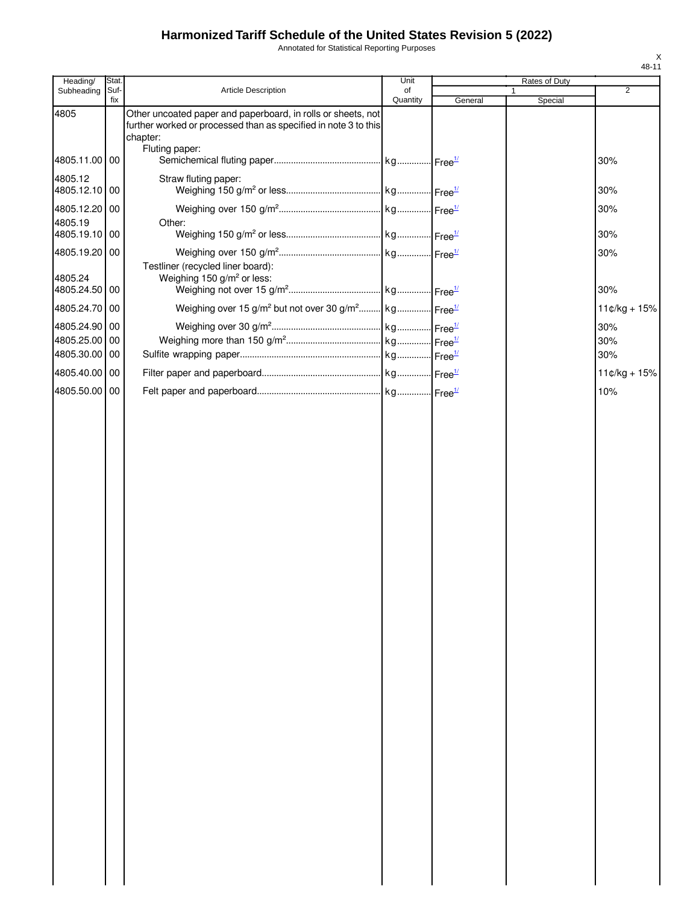# Harmonized Tariff Schedule of the United States Revision 5 (2022)

Annotated for Statistical Reporting Purposes

| Heading/ Subheading | Stat. Suf- fix | Article Description | Unit of Quantity | Rates of Duty 1 General | Special | 2 |
|---|---|---|---|---|---|---|
| 4805 | | Other uncoated paper and paperboard, in rolls or sheets, not further worked or processed than as specified in note 3 to this chapter: | | | | |
| | | Fluting paper: | | | | |
| 4805.11.00 | 00 | Semichemical fluting paper | kg | Free[1/] | | 30% |
| 4805.12 | | Straw fluting paper: | | | | |
| 4805.12.10 | 00 | Weighing 150 g/m² or less | kg | Free[1/] | | 30% |
| 4805.12.20 | 00 | Weighing over 150 g/m² | kg | Free[1/] | | 30% |
| 4805.19 | | Other: | | | | |
| 4805.19.10 | 00 | Weighing 150 g/m² or less | kg | Free[1/] | | 30% |
| 4805.19.20 | 00 | Weighing over 150 g/m² | kg | Free[1/] | | 30% |
| | | Testliner (recycled liner board): | | | | |
| 4805.24 | | Weighing 150 g/m² or less: | | | | |
| 4805.24.50 | 00 | Weighing not over 15 g/m² | kg | Free[1/] | | 30% |
| 4805.24.70 | 00 | Weighing over 15 g/m² but not over 30 g/m² | kg | Free[1/] | | 11¢/kg + 15% |
| 4805.24.90 | 00 | Weighing over 30 g/m² | kg | Free[1/] | | 30% |
| 4805.25.00 | 00 | Weighing more than 150 g/m² | kg | Free[1/] | | 30% |
| 4805.30.00 | 00 | Sulfite wrapping paper | kg | Free[1/] | | 30% |
| 4805.40.00 | 00 | Filter paper and paperboard | kg | Free[1/] | | 11¢/kg + 15% |
| 4805.50.00 | 00 | Felt paper and paperboard | kg | Free[1/] | | 10% |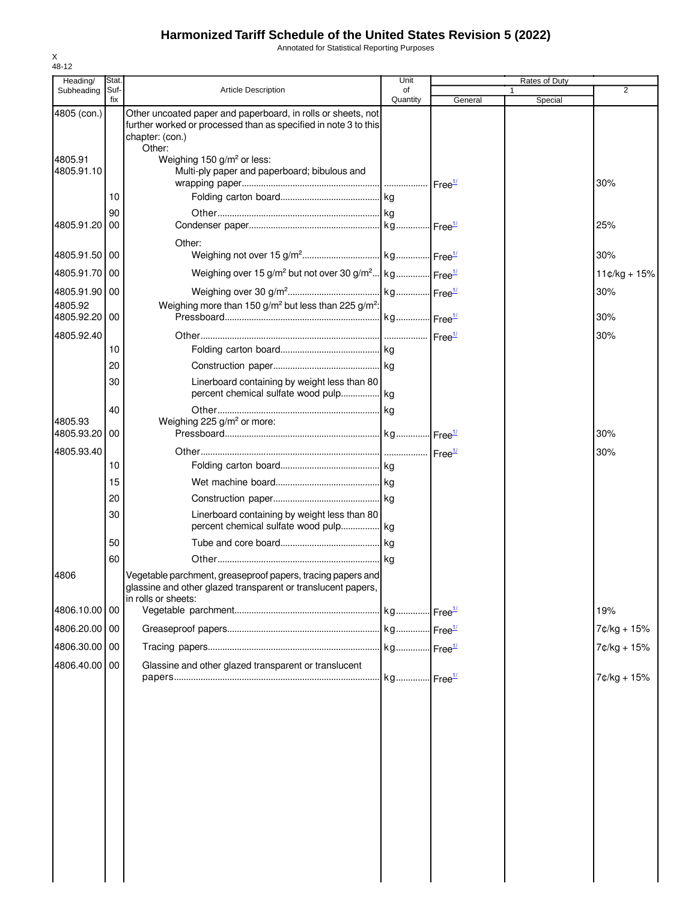# Harmonized Tariff Schedule of the United States Revision 5 (2022)

Annotated for Statistical Reporting Purposes

| Heading/ Subheading | Stat. Suf- fix | Article Description | Unit of Quantity | Rates of Duty 1 General | Special | 2 |
|---|---|---|---|---|---|---|
| 4805 (con.) | | Other uncoated paper and paperboard, in rolls or sheets, not further worked or processed than as specified in note 3 to this chapter: (con.) | | | | |
| | | Other: | | | | |
| 4805.91 | | Weighing 150 g/m² or less: | | | | |
| 4805.91.10 | | Multi-ply paper and paperboard; bibulous and wrapping paper | | Free[1/] | | 30% |
| | 10 | Folding carton board | kg | | | |
| | 90 | Other | kg | | | |
| 4805.91.20 | 00 | Condenser paper | kg | Free[1/] | | 25% |
| | | Other: | | | | |
| 4805.91.50 | 00 | Weighing not over 15 g/m² | kg | Free[1/] | | 30% |
| 4805.91.70 | 00 | Weighing over 15 g/m² but not over 30 g/m² | kg | Free[1/] | | 11¢/kg + 15% |
| 4805.91.90 | 00 | Weighing over 30 g/m² | kg | Free[1/] | | 30% |
| 4805.92 | | Weighing more than 150 g/m² but less than 225 g/m²: | | | | |
| 4805.92.20 | 00 | Pressboard | kg | Free[1/] | | 30% |
| 4805.92.40 | | Other | | Free[1/] | | 30% |
| | 10 | Folding carton board | kg | | | |
| | 20 | Construction paper | kg | | | |
| | 30 | Linerboard containing by weight less than 80 percent chemical sulfate wood pulp | kg | | | |
| | 40 | Other | kg | | | |
| 4805.93 | | Weighing 225 g/m² or more: | | | | |
| 4805.93.20 | 00 | Pressboard | kg | Free[1/] | | 30% |
| 4805.93.40 | | Other | | Free[1/] | | 30% |
| | 10 | Folding carton board | kg | | | |
| | 15 | Wet machine board | kg | | | |
| | 20 | Construction paper | kg | | | |
| | 30 | Linerboard containing by weight less than 80 percent chemical sulfate wood pulp | kg | | | |
| | 50 | Tube and core board | kg | | | |
| | 60 | Other | kg | | | |
| 4806 | | Vegetable parchment, greaseproof papers, tracing papers and glassine and other glazed transparent or translucent papers, in rolls or sheets: | | | | |
| 4806.10.00 | 00 | Vegetable parchment | kg | Free[1/] | | 19% |
| 4806.20.00 | 00 | Greaseproof papers | kg | Free[1/] | | 7¢/kg + 15% |
| 4806.30.00 | 00 | Tracing papers | kg | Free[1/] | | 7¢/kg + 15% |
| 4806.40.00 | 00 | Glassine and other glazed transparent or translucent papers | kg | Free[1/] | | 7¢/kg + 15% |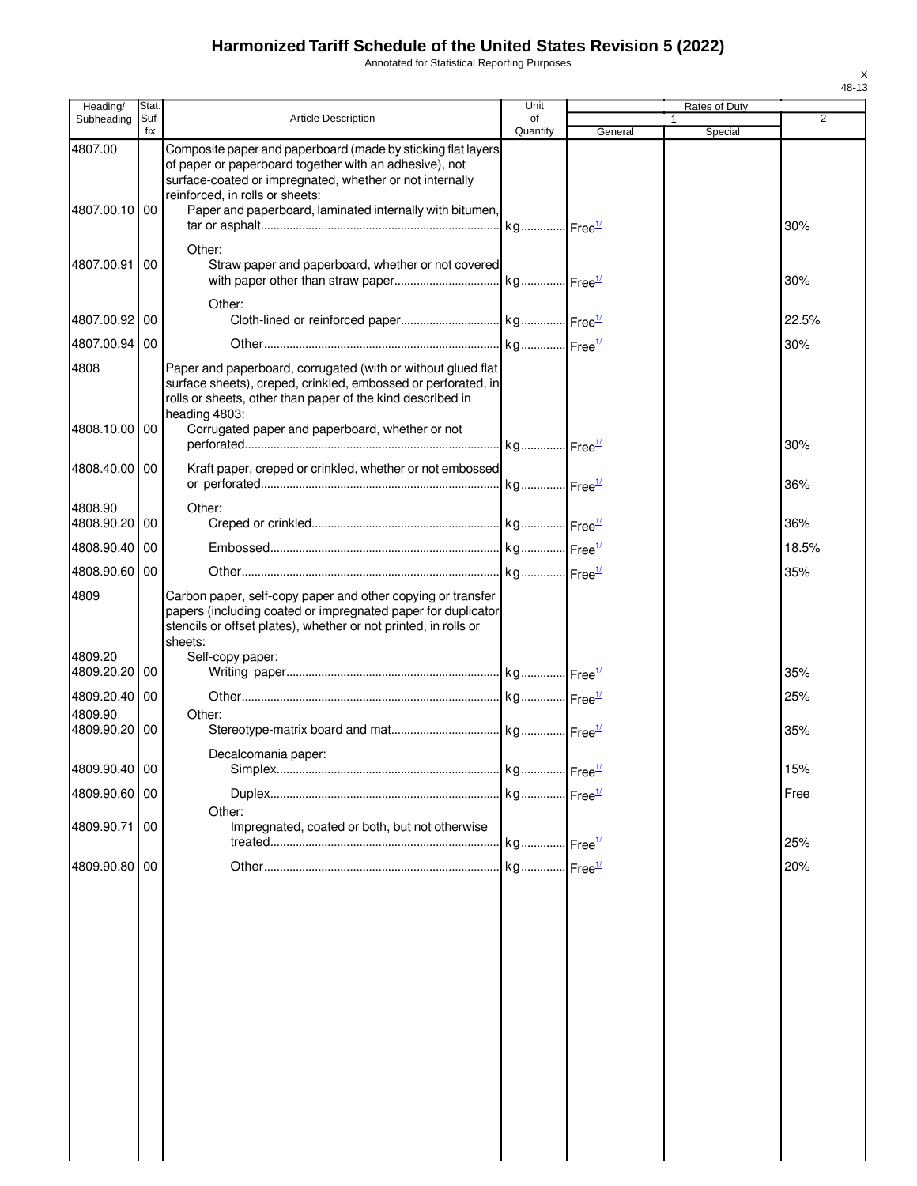# Harmonized Tariff Schedule of the United States Revision 5 (2022)

Annotated for Statistical Reporting Purposes

X
48-13

| Heading/ Subheading | Stat. Suf- fix | Article Description | Unit of Quantity | Rates of Duty 1 General | Special | 2 |
|---|---|---|---|---|---|---|
| 4807.00 | | Composite paper and paperboard (made by sticking flat layers of paper or paperboard together with an adhesive), not surface-coated or impregnated, whether or not internally reinforced, in rolls or sheets: | | | | |
| 4807.00.10 | 00 | Paper and paperboard, laminated internally with bitumen, tar or asphalt | kg | Free[1/] | | 30% |
| | | Other: | | | | |
| 4807.00.91 | 00 | Straw paper and paperboard, whether or not covered with paper other than straw paper | kg | Free[1/] | | 30% |
| | | Other: | | | | |
| 4807.00.92 | 00 | Cloth-lined or reinforced paper | kg | Free[1/] | | 22.5% |
| 4807.00.94 | 00 | Other | kg | Free[1/] | | 30% |
| 4808 | | Paper and paperboard, corrugated (with or without glued flat surface sheets), creped, crinkled, embossed or perforated, in rolls or sheets, other than paper of the kind described in heading 4803: | | | | |
| 4808.10.00 | 00 | Corrugated paper and paperboard, whether or not perforated | kg | Free[1/] | | 30% |
| 4808.40.00 | 00 | Kraft paper, creped or crinkled, whether or not embossed or perforated | kg | Free[1/] | | 36% |
| 4808.90 | | Other: | | | | |
| 4808.90.20 | 00 | Creped or crinkled | kg | Free[1/] | | 36% |
| 4808.90.40 | 00 | Embossed | kg | Free[1/] | | 18.5% |
| 4808.90.60 | 00 | Other | kg | Free[1/] | | 35% |
| 4809 | | Carbon paper, self-copy paper and other copying or transfer papers (including coated or impregnated paper for duplicator stencils or offset plates), whether or not printed, in rolls or sheets: | | | | |
| 4809.20 | | Self-copy paper: | | | | |
| 4809.20.20 | 00 | Writing paper | kg | Free[1/] | | 35% |
| 4809.20.40 | 00 | Other | kg | Free[1/] | | 25% |
| 4809.90 | | Other: | | | | |
| 4809.90.20 | 00 | Stereotype-matrix board and mat | kg | Free[1/] | | 35% |
| | | Decalcomania paper: | | | | |
| 4809.90.40 | 00 | Simplex | kg | Free[1/] | | 15% |
| 4809.90.60 | 00 | Duplex | kg | Free[1/] | | Free |
| | | Other: | | | | |
| 4809.90.71 | 00 | Impregnated, coated or both, but not otherwise treated | kg | Free[1/] | | 25% |
| 4809.90.80 | 00 | Other | kg | Free[1/] | | 20% |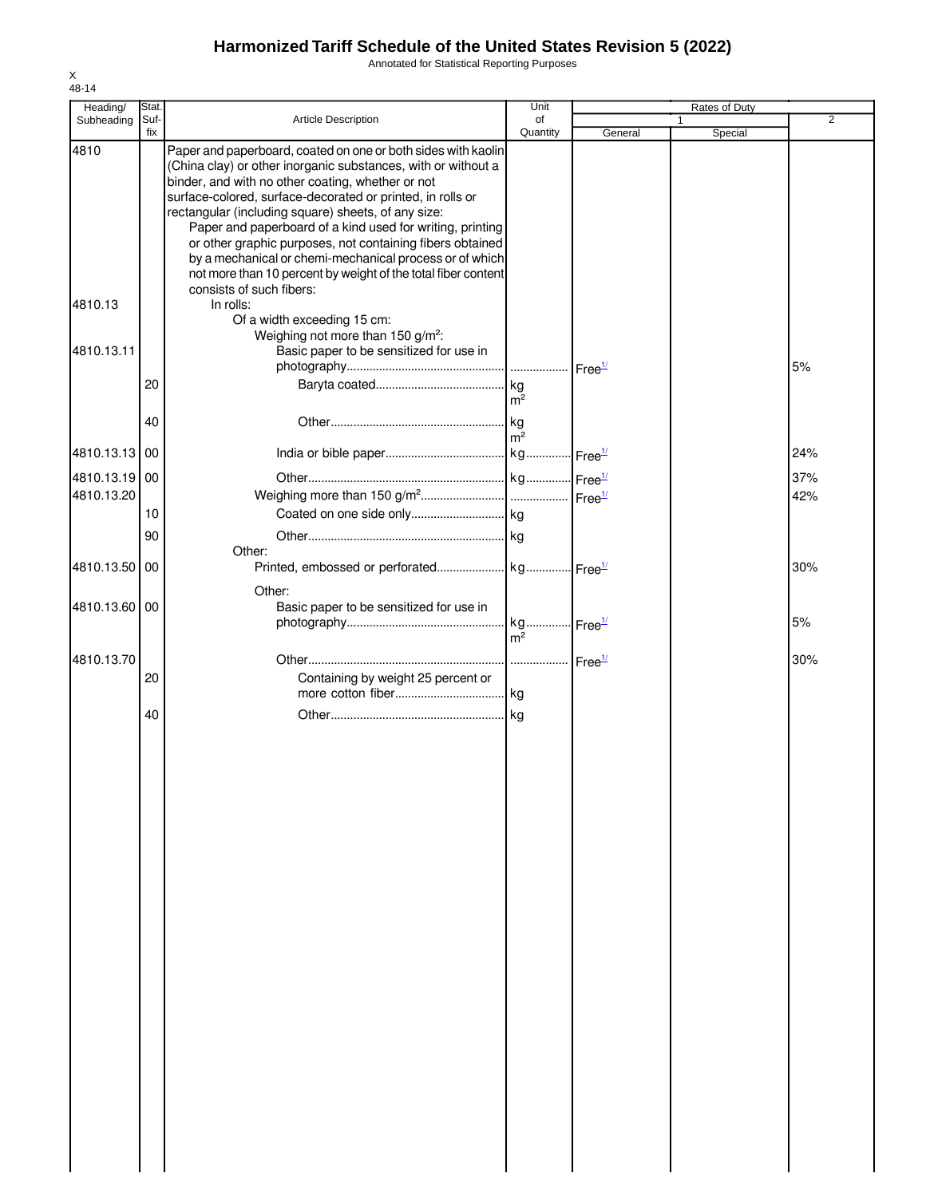# Harmonized Tariff Schedule of the United States Revision 5 (2022)

Annotated for Statistical Reporting Purposes

| Heading/ Subheading | Stat. Suf- fix | Article Description | Unit of Quantity | Rates of Duty 1 General | Special | 2 |
|---|---|---|---|---|---|---|
| 4810 | | Paper and paperboard, coated on one or both sides with kaolin (China clay) or other inorganic substances, with or without a binder, and with no other coating, whether or not surface-colored, surface-decorated or printed, in rolls or rectangular (including square) sheets, of any size: | | | | |
| | | Paper and paperboard of a kind used for writing, printing or other graphic purposes, not containing fibers obtained by a mechanical or chemi-mechanical process or of which not more than 10 percent by weight of the total fiber content consists of such fibers: | | | | |
| 4810.13 | | In rolls: | | | | |
| | | Of a width exceeding 15 cm: | | | | |
| | | Weighing not more than 150 g/m$^2$: | | | | |
| 4810.13.11 | | Basic paper to be sensitized for use in photography | | Free[1/] | | 5% |
| | 20 | Baryta coated | kg m$^2$ | | | |
| | 40 | Other | kg m$^2$ | | | |
| 4810.13.13 | 00 | India or bible paper | kg | Free[1/] | | 24% |
| 4810.13.19 | 00 | Other | kg | Free[1/] | | 37% |
| 4810.13.20 | | Weighing more than 150 g/m$^2$ | | Free[1/] | | 42% |
| | 10 | Coated on one side only | kg | | | |
| | 90 | Other | kg | | | |
| | | Other: | | | | |
| 4810.13.50 | 00 | Printed, embossed or perforated | kg | Free[1/] | | 30% |
| | | Other: | | | | |
| 4810.13.60 | 00 | Basic paper to be sensitized for use in photography | kg m$^2$ | Free[1/] | | 5% |
| 4810.13.70 | | Other | | Free[1/] | | 30% |
| | 20 | Containing by weight 25 percent or more cotton fiber | kg | | | |
| | 40 | Other | kg | | | |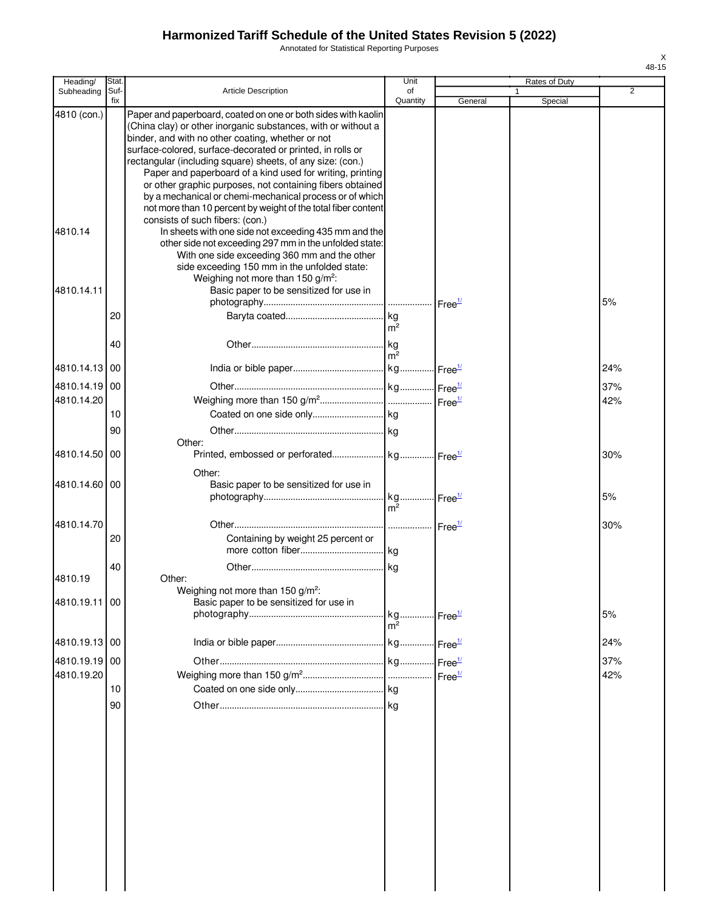# Harmonized Tariff Schedule of the United States Revision 5 (2022)

Annotated for Statistical Reporting Purposes

| Heading/ Subheading | Stat. Suf- fix | Article Description | Unit of Quantity | Rates of Duty 1 General | Special | 2 |
|---|---|---|---|---|---|---|
| 4810 (con.) | | Paper and paperboard, coated on one or both sides with kaolin (China clay) or other inorganic substances, with or without a binder, and with no other coating, whether or not surface-colored, surface-decorated or printed, in rolls or rectangular (including square) sheets, of any size: (con.) | | | | |
| | | Paper and paperboard of a kind used for writing, printing or other graphic purposes, not containing fibers obtained by a mechanical or chemi-mechanical process or of which not more than 10 percent by weight of the total fiber content consists of such fibers: (con.) | | | | |
| 4810.14 | | In sheets with one side not exceeding 435 mm and the other side not exceeding 297 mm in the unfolded state: | | | | |
| | | With one side exceeding 360 mm and the other side exceeding 150 mm in the unfolded state: | | | | |
| | | Weighing not more than 150 g/m²: | | | | |
| 4810.14.11 | | Basic paper to be sensitized for use in photography | | Free[1/] | | 5% |
| | 20 | Baryta coated | kg m² | | | |
| | 40 | Other | kg m² | | | |
| 4810.14.13 | 00 | India or bible paper | kg | Free[1/] | | 24% |
| 4810.14.19 | 00 | Other | kg | Free[1/] | | 37% |
| 4810.14.20 | | Weighing more than 150 g/m² | | Free[1/] | | 42% |
| | 10 | Coated on one side only | kg | | | |
| | 90 | Other | kg | | | |
| | | Other: | | | | |
| 4810.14.50 | 00 | Printed, embossed or perforated | kg | Free[1/] | | 30% |
| | | Other: | | | | |
| 4810.14.60 | 00 | Basic paper to be sensitized for use in photography | kg m² | Free[1/] | | 5% |
| 4810.14.70 | | Other | | Free[1/] | | 30% |
| | 20 | Containing by weight 25 percent or more cotton fiber | kg | | | |
| | 40 | Other | kg | | | |
| 4810.19 | | Other: | | | | |
| | | Weighing not more than 150 g/m²: | | | | |
| 4810.19.11 | 00 | Basic paper to be sensitized for use in photography | kg m² | Free[1/] | | 5% |
| 4810.19.13 | 00 | India or bible paper | kg | Free[1/] | | 24% |
| 4810.19.19 | 00 | Other | kg | Free[1/] | | 37% |
| 4810.19.20 | | Weighing more than 150 g/m² | | Free[1/] | | 42% |
| | 10 | Coated on one side only | kg | | | |
| | 90 | Other | kg | | | |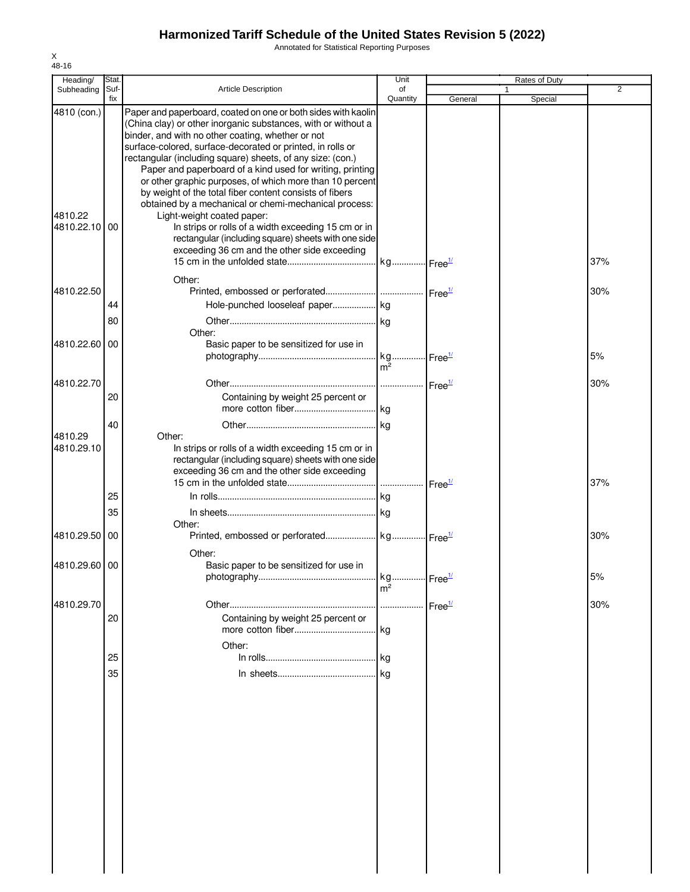# Harmonized Tariff Schedule of the United States Revision 5 (2022)

Annotated for Statistical Reporting Purposes

| Heading/ Subheading | Stat. Suf- fix | Article Description | Unit of Quantity | Rates of Duty 1 General | Special | 2 |
|---|---|---|---|---|---|---|
| 4810 (con.) | | Paper and paperboard, coated on one or both sides with kaolin (China clay) or other inorganic substances, with or without a binder, and with no other coating, whether or not surface-colored, surface-decorated or printed, in rolls or rectangular (including square) sheets, of any size: (con.) | | | | |
| | | Paper and paperboard of a kind used for writing, printing or other graphic purposes, of which more than 10 percent by weight of the total fiber content consists of fibers obtained by a mechanical or chemi-mechanical process: | | | | |
| 4810.22 | | Light-weight coated paper: | | | | |
| 4810.22.10 | 00 | In strips or rolls of a width exceeding 15 cm or in rectangular (including square) sheets with one side exceeding 36 cm and the other side exceeding 15 cm in the unfolded state | kg | Free[1/] | | 37% |
| | | Other: | | | | |
| 4810.22.50 | | Printed, embossed or perforated | | Free[1/] | | 30% |
| | 44 | Hole-punched looseleaf paper | kg | | | |
| | 80 | Other | kg | | | |
| | | Other: | | | | |
| 4810.22.60 | 00 | Basic paper to be sensitized for use in photography | kg $m^2$ | Free[1/] | | 5% |
| 4810.22.70 | | Other | | Free[1/] | | 30% |
| | 20 | Containing by weight 25 percent or more cotton fiber | kg | | | |
| | 40 | Other | kg | | | |
| 4810.29 | | Other: | | | | |
| 4810.29.10 | | In strips or rolls of a width exceeding 15 cm or in rectangular (including square) sheets with one side exceeding 36 cm and the other side exceeding 15 cm in the unfolded state | | Free[1/] | | 37% |
| | 25 | In rolls | kg | | | |
| | 35 | In sheets | kg | | | |
| | | Other: | | | | |
| 4810.29.50 | 00 | Printed, embossed or perforated | kg | Free[1/] | | 30% |
| | | Other: | | | | |
| 4810.29.60 | 00 | Basic paper to be sensitized for use in photography | kg $m^2$ | Free[1/] | | 5% |
| 4810.29.70 | | Other | | Free[1/] | | 30% |
| | 20 | Containing by weight 25 percent or more cotton fiber | kg | | | |
| | | Other: | | | | |
| | 25 | In rolls | kg | | | |
| | 35 | In sheets | kg | | | |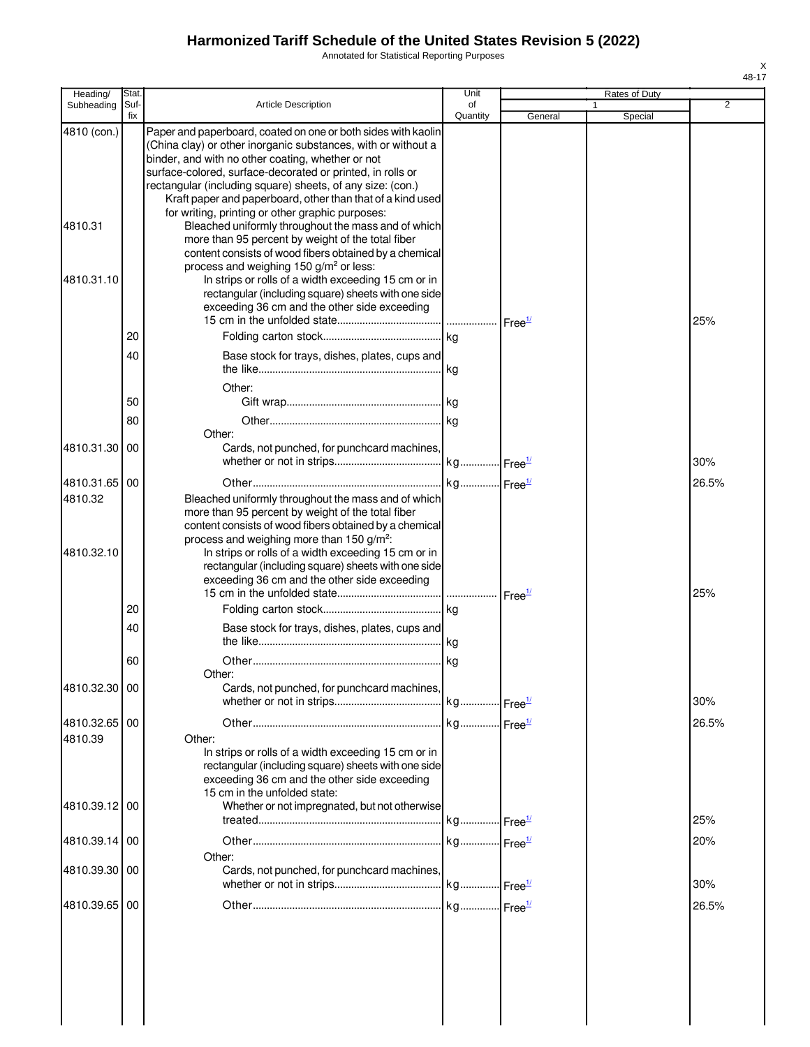# Harmonized Tariff Schedule of the United States Revision 5 (2022)

Annotated for Statistical Reporting Purposes

| Heading/ Subheading | Stat. Suf-fix | Article Description | Unit of Quantity | Rates of Duty 1 General | Special | 2 |
|---|---|---|---|---|---|---|
| 4810 (con.) | | Paper and paperboard, coated on one or both sides with kaolin (China clay) or other inorganic substances, with or without a binder, and with no other coating, whether or not surface-colored, surface-decorated or printed, in rolls or rectangular (including square) sheets, of any size: (con.) | | | | |
| | | Kraft paper and paperboard, other than that of a kind used for writing, printing or other graphic purposes: | | | | |
| 4810.31 | | Bleached uniformly throughout the mass and of which more than 95 percent by weight of the total fiber content consists of wood fibers obtained by a chemical process and weighing 150 g/m² or less: | | | | |
| 4810.31.10 | | In strips or rolls of a width exceeding 15 cm or in rectangular (including square) sheets with one side exceeding 36 cm and the other side exceeding 15 cm in the unfolded state | | Free[1/] | | 25% |
| | 20 | Folding carton stock | kg | | | |
| | 40 | Base stock for trays, dishes, plates, cups and the like | kg | | | |
| | | Other: | | | | |
| | 50 | Gift wrap | kg | | | |
| | 80 | Other | kg | | | |
| | | Other: | | | | |
| 4810.31.30 | 00 | Cards, not punched, for punchcard machines, whether or not in strips | kg | Free[1/] | | 30% |
| 4810.31.65 | 00 | Other | kg | Free[1/] | | 26.5% |
| 4810.32 | | Bleached uniformly throughout the mass and of which more than 95 percent by weight of the total fiber content consists of wood fibers obtained by a chemical process and weighing more than 150 g/m²: | | | | |
| 4810.32.10 | | In strips or rolls of a width exceeding 15 cm or in rectangular (including square) sheets with one side exceeding 36 cm and the other side exceeding 15 cm in the unfolded state | | Free[1/] | | 25% |
| | 20 | Folding carton stock | kg | | | |
| | 40 | Base stock for trays, dishes, plates, cups and the like | kg | | | |
| | 60 | Other | kg | | | |
| | | Other: | | | | |
| 4810.32.30 | 00 | Cards, not punched, for punchcard machines, whether or not in strips | kg | Free[1/] | | 30% |
| 4810.32.65 | 00 | Other | kg | Free[1/] | | 26.5% |
| 4810.39 | | Other: | | | | |
| | | In strips or rolls of a width exceeding 15 cm or in rectangular (including square) sheets with one side exceeding 36 cm and the other side exceeding 15 cm in the unfolded state: | | | | |
| 4810.39.12 | 00 | Whether or not impregnated, but not otherwise treated | kg | Free[1/] | | 25% |
| 4810.39.14 | 00 | Other | kg | Free[1/] | | 20% |
| | | Other: | | | | |
| 4810.39.30 | 00 | Cards, not punched, for punchcard machines, whether or not in strips | kg | Free[1/] | | 30% |
| 4810.39.65 | 00 | Other | kg | Free[1/] | | 26.5% |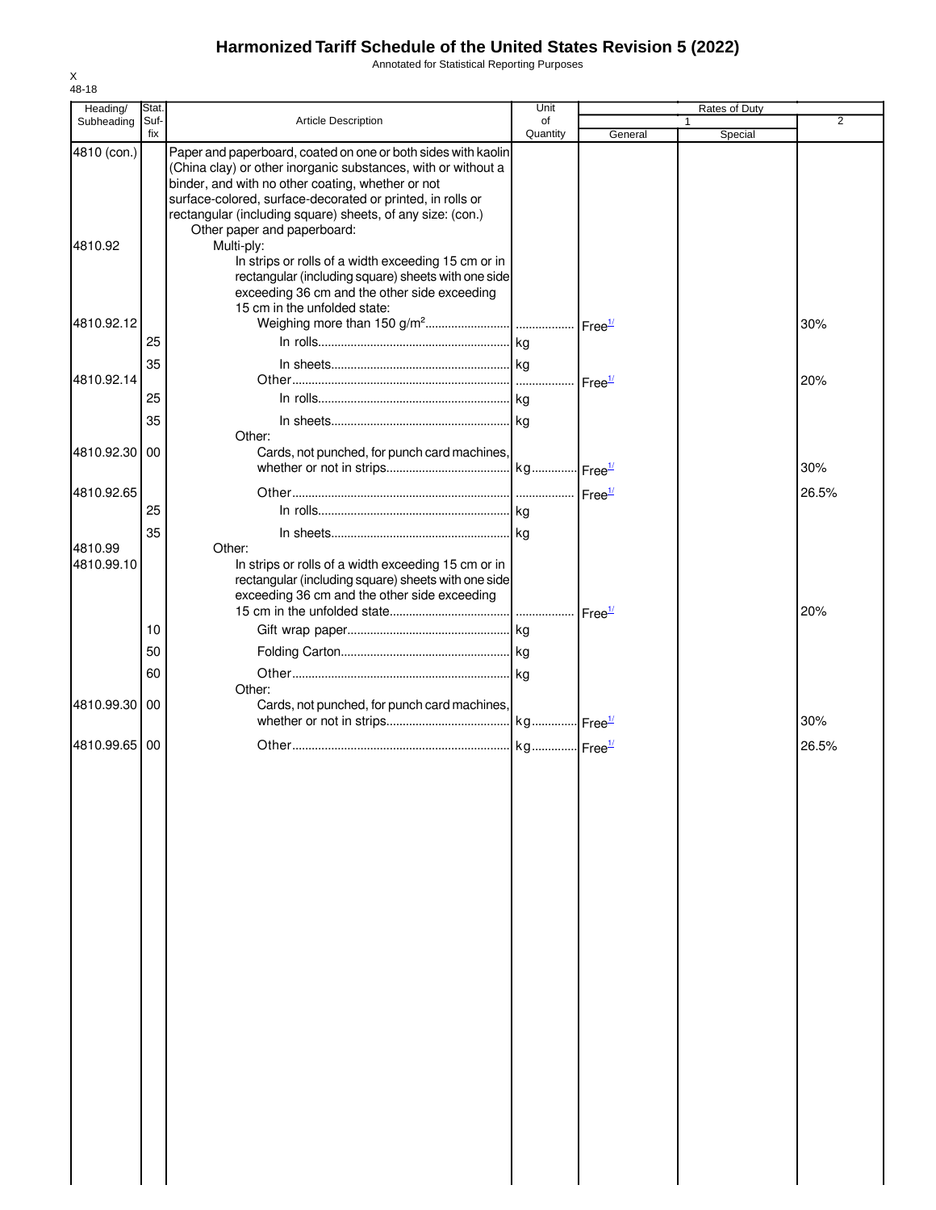# Harmonized Tariff Schedule of the United States Revision 5 (2022)

Annotated for Statistical Reporting Purposes

| Heading/ Subheading | Stat. Suf- fix | Article Description | Unit of Quantity | Rates of Duty 1 General | Special | 2 |
|---|---|---|---|---|---|---|
| 4810 (con.) | | Paper and paperboard, coated on one or both sides with kaolin (China clay) or other inorganic substances, with or without a binder, and with no other coating, whether or not surface-colored, surface-decorated or printed, in rolls or rectangular (including square) sheets, of any size: (con.) | | | | |
| | | Other paper and paperboard: | | | | |
| 4810.92 | | Multi-ply: | | | | |
| | | In strips or rolls of a width exceeding 15 cm or in rectangular (including square) sheets with one side exceeding 36 cm and the other side exceeding 15 cm in the unfolded state: | | | | |
| 4810.92.12 | | Weighing more than 150 g/m² | | Free[1/] | | 30% |
| | 25 | In rolls | kg | | | |
| | 35 | In sheets | kg | | | |
| 4810.92.14 | | Other | | Free[1/] | | 20% |
| | 25 | In rolls | kg | | | |
| | 35 | In sheets | kg | | | |
| | | Other: | | | | |
| 4810.92.30 | 00 | Cards, not punched, for punch card machines, whether or not in strips | kg | Free[1/] | | 30% |
| 4810.92.65 | | Other | | Free[1/] | | 26.5% |
| | 25 | In rolls | kg | | | |
| | 35 | In sheets | kg | | | |
| 4810.99 | | Other: | | | | |
| 4810.99.10 | | In strips or rolls of a width exceeding 15 cm or in rectangular (including square) sheets with one side exceeding 36 cm and the other side exceeding 15 cm in the unfolded state | | Free[1/] | | 20% |
| | 10 | Gift wrap paper | kg | | | |
| | 50 | Folding Carton | kg | | | |
| | 60 | Other | kg | | | |
| | | Other: | | | | |
| 4810.99.30 | 00 | Cards, not punched, for punch card machines, whether or not in strips | kg | Free[1/] | | 30% |
| 4810.99.65 | 00 | Other | kg | Free[1/] | | 26.5% |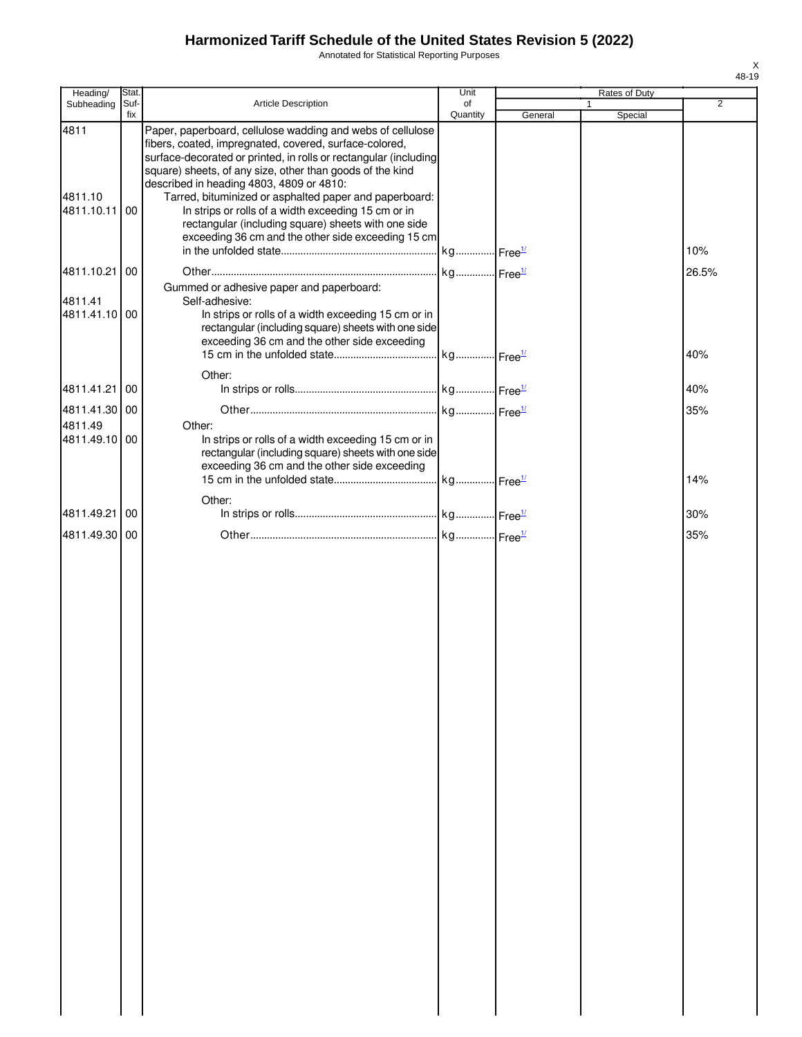# Harmonized Tariff Schedule of the United States Revision 5 (2022)

Annotated for Statistical Reporting Purposes

| Heading/ Subheading | Stat. Suf- fix | Article Description | Unit of Quantity | Rates of Duty 1 General | Rates of Duty 1 Special | Rates of Duty 2 |
|---|---|---|---|---|---|---|
| 4811 | | Paper, paperboard, cellulose wadding and webs of cellulose fibers, coated, impregnated, covered, surface-colored, surface-decorated or printed, in rolls or rectangular (including square) sheets, of any size, other than goods of the kind described in heading 4803, 4809 or 4810: | | | | |
| 4811.10 | | Tarred, bituminized or asphalted paper and paperboard: | | | | |
| 4811.10.11 | 00 | In strips or rolls of a width exceeding 15 cm or in rectangular (including square) sheets with one side exceeding 36 cm and the other side exceeding 15 cm in the unfolded state | kg | Free[1/] | | 10% |
| 4811.10.21 | 00 | Other | kg | Free[1/] | | 26.5% |
| | | Gummed or adhesive paper and paperboard: | | | | |
| 4811.41 | | Self-adhesive: | | | | |
| 4811.41.10 | 00 | In strips or rolls of a width exceeding 15 cm or in rectangular (including square) sheets with one side exceeding 36 cm and the other side exceeding 15 cm in the unfolded state | kg | Free[1/] | | 40% |
| | | Other: | | | | |
| 4811.41.21 | 00 | In strips or rolls | kg | Free[1/] | | 40% |
| 4811.41.30 | 00 | Other | kg | Free[1/] | | 35% |
| 4811.49 | | Other: | | | | |
| 4811.49.10 | 00 | In strips or rolls of a width exceeding 15 cm or in rectangular (including square) sheets with one side exceeding 36 cm and the other side exceeding 15 cm in the unfolded state | kg | Free[1/] | | 14% |
| | | Other: | | | | |
| 4811.49.21 | 00 | In strips or rolls | kg | Free[1/] | | 30% |
| 4811.49.30 | 00 | Other | kg | Free[1/] | | 35% |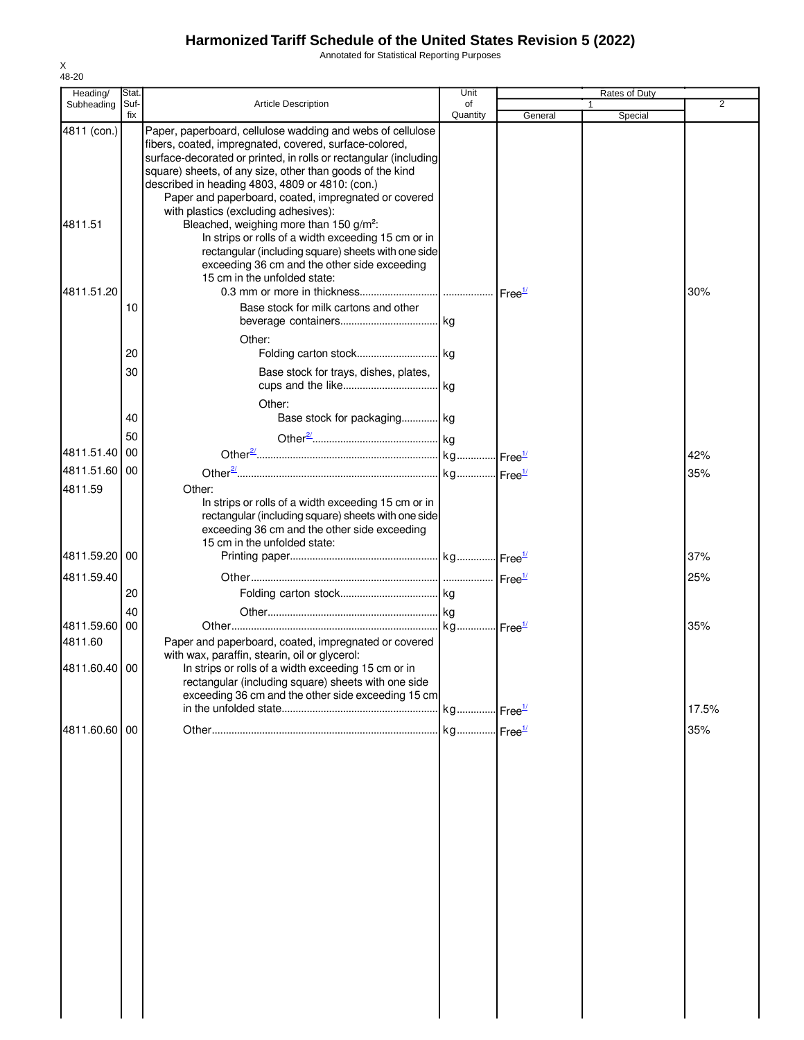# Harmonized Tariff Schedule of the United States Revision 5 (2022)

Annotated for Statistical Reporting Purposes

X
48-20

| Heading/ Subheading | Stat. Suf- fix | Article Description | Unit of Quantity | Rates of Duty | | |
|---|---|---|---|---|---|---|
| | | | | 1 | | 2 |
| | | | | General | Special | |
| 4811 (con.) | | Paper, paperboard, cellulose wadding and webs of cellulose fibers, coated, impregnated, covered, surface-colored, surface-decorated or printed, in rolls or rectangular (including square) sheets, of any size, other than goods of the kind described in heading 4803, 4809 or 4810: (con.) | | | | |
| | | Paper and paperboard, coated, impregnated or covered with plastics (excluding adhesives): | | | | |
| 4811.51 | | Bleached, weighing more than 150 g/m²: | | | | |
| | | In strips or rolls of a width exceeding 15 cm or in rectangular (including square) sheets with one side exceeding 36 cm and the other side exceeding 15 cm in the unfolded state: | | | | |
| 4811.51.20 | | 0.3 mm or more in thickness | | Free[1/] | | 30% |
| | 10 | Base stock for milk cartons and other beverage containers | kg | | | |
| | | Other: | | | | |
| | 20 | Folding carton stock | kg | | | |
| | 30 | Base stock for trays, dishes, plates, cups and the like | kg | | | |
| | | Other: | | | | |
| | 40 | Base stock for packaging | kg | | | |
| | 50 | Other[2/] | kg | | | |
| 4811.51.40 | 00 | Other[2/] | kg | Free[1/] | | 42% |
| 4811.51.60 | 00 | Other[2/] | kg | Free[1/] | | 35% |
| 4811.59 | | Other: | | | | |
| | | In strips or rolls of a width exceeding 15 cm or in rectangular (including square) sheets with one side exceeding 36 cm and the other side exceeding 15 cm in the unfolded state: | | | | |
| 4811.59.20 | 00 | Printing paper | kg | Free[1/] | | 37% |
| 4811.59.40 | | Other | | Free[1/] | | 25% |
| | 20 | Folding carton stock | kg | | | |
| | 40 | Other | kg | | | |
| 4811.59.60 | 00 | Other | kg | Free[1/] | | 35% |
| 4811.60 | | Paper and paperboard, coated, impregnated or covered with wax, paraffin, stearin, oil or glycerol: | | | | |
| 4811.60.40 | 00 | In strips or rolls of a width exceeding 15 cm or in rectangular (including square) sheets with one side exceeding 36 cm and the other side exceeding 15 cm in the unfolded state | kg | Free[1/] | | 17.5% |
| 4811.60.60 | 00 | Other | kg | Free[1/] | | 35% |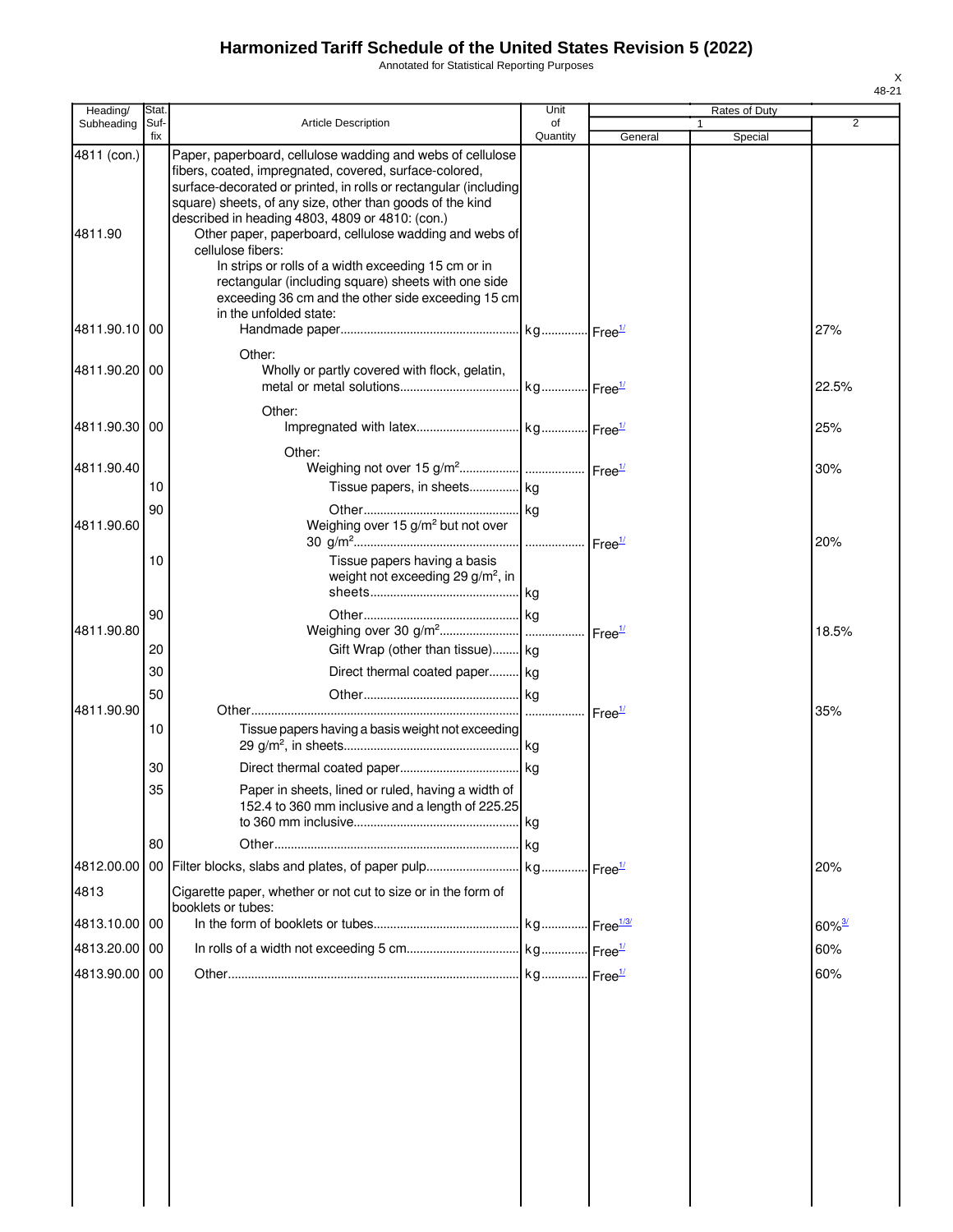# Harmonized Tariff Schedule of the United States Revision 5 (2022)

Annotated for Statistical Reporting Purposes

| Heading/ Subheading | Stat. Suf- fix | Article Description | Unit of Quantity | Rates of Duty 1 General | Special | 2 |
|---|---|---|---|---|---|---|
| 4811 (con.) | | Paper, paperboard, cellulose wadding and webs of cellulose fibers, coated, impregnated, covered, surface-colored, surface-decorated or printed, in rolls or rectangular (including square) sheets, of any size, other than goods of the kind described in heading 4803, 4809 or 4810: (con.) | | | | |
| 4811.90 | | Other paper, paperboard, cellulose wadding and webs of cellulose fibers: | | | | |
| | | In strips or rolls of a width exceeding 15 cm or in rectangular (including square) sheets with one side exceeding 36 cm and the other side exceeding 15 cm in the unfolded state: | | | | |
| 4811.90.10 | 00 | Handmade paper | kg | Free[1/] | | 27% |
| | | Other: | | | | |
| 4811.90.20 | 00 | Wholly or partly covered with flock, gelatin, metal or metal solutions | kg | Free[1/] | | 22.5% |
| | | Other: | | | | |
| 4811.90.30 | 00 | Impregnated with latex | kg | Free[1/] | | 25% |
| | | Other: | | | | |
| 4811.90.40 | | Weighing not over 15 g/m² | | Free[1/] | | 30% |
| | 10 | Tissue papers, in sheets | kg | | | |
| | 90 | Other | kg | | | |
| 4811.90.60 | | Weighing over 15 g/m² but not over 30 g/m² | | Free[1/] | | 20% |
| | 10 | Tissue papers having a basis weight not exceeding 29 g/m², in sheets | kg | | | |
| | 90 | Other | kg | | | |
| 4811.90.80 | | Weighing over 30 g/m² | | Free[1/] | | 18.5% |
| | 20 | Gift Wrap (other than tissue) | kg | | | |
| | 30 | Direct thermal coated paper | kg | | | |
| | 50 | Other | kg | | | |
| 4811.90.90 | | Other | | Free[1/] | | 35% |
| | 10 | Tissue papers having a basis weight not exceeding 29 g/m², in sheets | kg | | | |
| | 30 | Direct thermal coated paper | kg | | | |
| | 35 | Paper in sheets, lined or ruled, having a width of 152.4 to 360 mm inclusive and a length of 225.25 to 360 mm inclusive | kg | | | |
| | 80 | Other | kg | | | |
| 4812.00.00 | 00 | Filter blocks, slabs and plates, of paper pulp | kg | Free[1/] | | 20% |
| 4813 | | Cigarette paper, whether or not cut to size or in the form of booklets or tubes: | | | | |
| 4813.10.00 | 00 | In the form of booklets or tubes | kg | Free[1/3/] | | 60%[3/] |
| 4813.20.00 | 00 | In rolls of a width not exceeding 5 cm | kg | Free[1/] | | 60% |
| 4813.90.00 | 00 | Other | kg | Free[1/] | | 60% |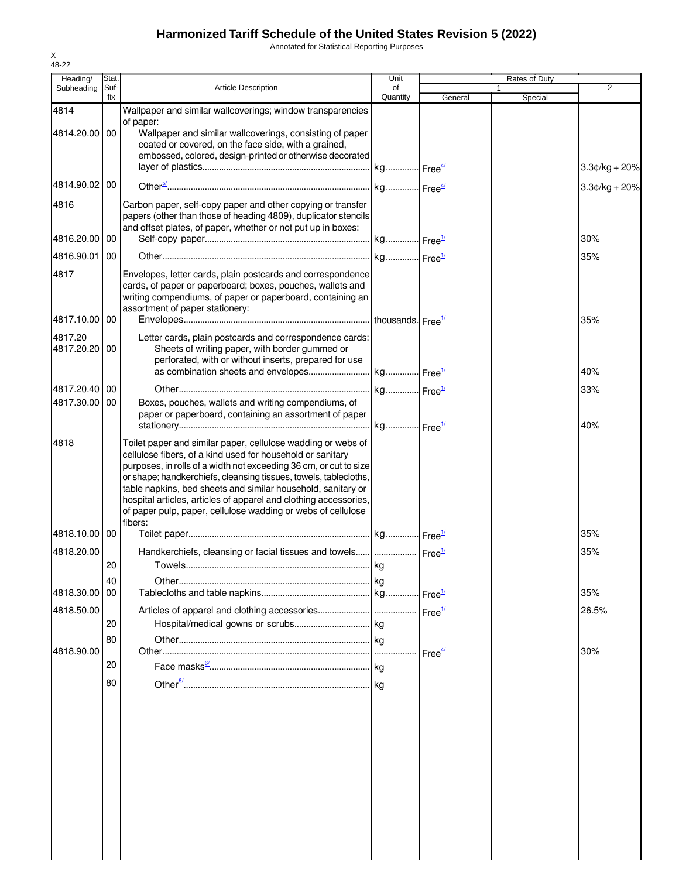# Harmonized Tariff Schedule of the United States Revision 5 (2022)

Annotated for Statistical Reporting Purposes

X
48-22

| Heading/ Subheading | Stat. Suf- fix | Article Description | Unit of Quantity | Rates of Duty 1 General | Special | 2 |
|---|---|---|---|---|---|---|
| 4814 | | Wallpaper and similar wallcoverings; window transparencies of paper: | | | | |
| 4814.20.00 | 00 | Wallpaper and similar wallcoverings, consisting of paper coated or covered, on the face side, with a grained, embossed, colored, design-printed or otherwise decorated layer of plastics | kg | Free[4/] | | 3.3¢/kg + 20% |
| 4814.90.02 | 00 | Other[5/] | kg | Free[4/] | | 3.3¢/kg + 20% |
| 4816 | | Carbon paper, self-copy paper and other copying or transfer papers (other than those of heading 4809), duplicator stencils and offset plates, of paper, whether or not put up in boxes: | | | | |
| 4816.20.00 | 00 | Self-copy paper | kg | Free[1/] | | 30% |
| 4816.90.01 | 00 | Other | kg | Free[1/] | | 35% |
| 4817 | | Envelopes, letter cards, plain postcards and correspondence cards, of paper or paperboard; boxes, pouches, wallets and writing compendiums, of paper or paperboard, containing an assortment of paper stationery: | | | | |
| 4817.10.00 | 00 | Envelopes | thousands | Free[1/] | | 35% |
| 4817.20 | | Letter cards, plain postcards and correspondence cards: | | | | |
| 4817.20.20 | 00 | Sheets of writing paper, with border gummed or perforated, with or without inserts, prepared for use as combination sheets and envelopes | kg | Free[1/] | | 40% |
| 4817.20.40 | 00 | Other | kg | Free[1/] | | 33% |
| 4817.30.00 | 00 | Boxes, pouches, wallets and writing compendiums, of paper or paperboard, containing an assortment of paper stationery | kg | Free[1/] | | 40% |
| 4818 | | Toilet paper and similar paper, cellulose wadding or webs of cellulose fibers, of a kind used for household or sanitary purposes, in rolls of a width not exceeding 36 cm, or cut to size or shape; handkerchiefs, cleansing tissues, towels, tablecloths, table napkins, bed sheets and similar household, sanitary or hospital articles, articles of apparel and clothing accessories, of paper pulp, paper, cellulose wadding or webs of cellulose fibers: | | | | |
| 4818.10.00 | 00 | Toilet paper | kg | Free[1/] | | 35% |
| 4818.20.00 | | Handkerchiefs, cleansing or facial tissues and towels | | Free[1/] | | 35% |
| | 20 | Towels | kg | | | |
| | 40 | Other | kg | | | |
| 4818.30.00 | 00 | Tablecloths and table napkins | kg | Free[1/] | | 35% |
| 4818.50.00 | | Articles of apparel and clothing accessories | | Free[1/] | | 26.5% |
| | 20 | Hospital/medical gowns or scrubs | kg | | | |
| | 80 | Other | kg | | | |
| 4818.90.00 | | Other | | Free[4/] | | 30% |
| | 20 | Face masks[6/] | kg | | | |
| | 80 | Other[6/] | kg | | | |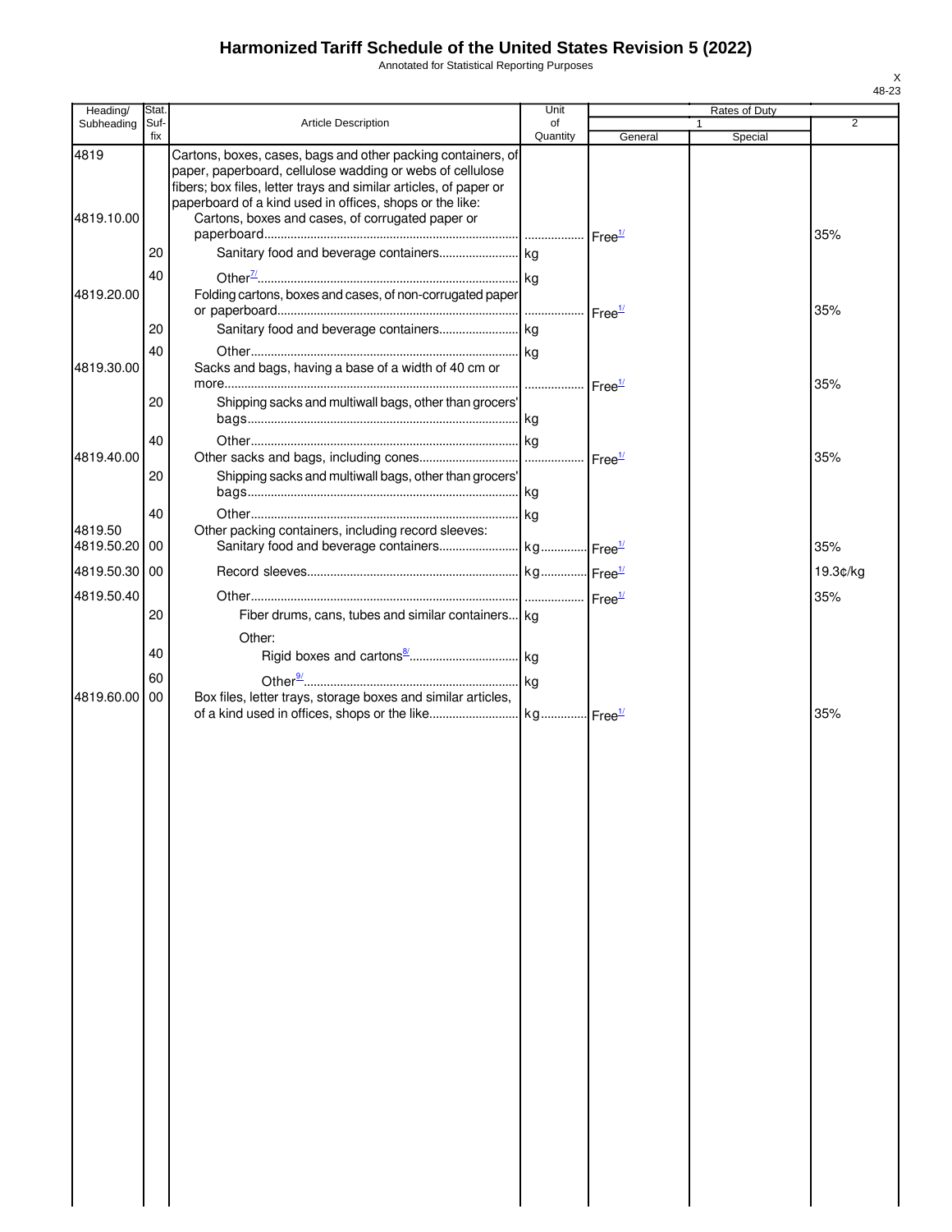# Harmonized Tariff Schedule of the United States Revision 5 (2022)

Annotated for Statistical Reporting Purposes

| Heading/ Subheading | Stat. Suf- fix | Article Description | Unit of Quantity | Rates of Duty 1 General | Special | 2 |
|---|---|---|---|---|---|---|
| 4819 | | Cartons, boxes, cases, bags and other packing containers, of paper, paperboard, cellulose wadding or webs of cellulose fibers; box files, letter trays and similar articles, of paper or paperboard of a kind used in offices, shops or the like: | | | | |
| 4819.10.00 | | Cartons, boxes and cases, of corrugated paper or paperboard | | Free[1/] | | 35% |
| | 20 | Sanitary food and beverage containers | kg | | | |
| | 40 | Other[7/] | kg | | | |
| 4819.20.00 | | Folding cartons, boxes and cases, of non-corrugated paper or paperboard | | Free[1/] | | 35% |
| | 20 | Sanitary food and beverage containers | kg | | | |
| | 40 | Other | kg | | | |
| 4819.30.00 | | Sacks and bags, having a base of a width of 40 cm or more | | Free[1/] | | 35% |
| | 20 | Shipping sacks and multiwall bags, other than grocers' bags | kg | | | |
| | 40 | Other | kg | | | |
| 4819.40.00 | | Other sacks and bags, including cones | | Free[1/] | | 35% |
| | 20 | Shipping sacks and multiwall bags, other than grocers' bags | kg | | | |
| | 40 | Other | kg | | | |
| 4819.50 | | Other packing containers, including record sleeves: | | | | |
| 4819.50.20 | 00 | Sanitary food and beverage containers | kg | Free[1/] | | 35% |
| 4819.50.30 | 00 | Record sleeves | kg | Free[1/] | | 19.3¢/kg |
| 4819.50.40 | | Other | | Free[1/] | | 35% |
| | 20 | Fiber drums, cans, tubes and similar containers | kg | | | |
| | | Other: | | | | |
| | 40 | Rigid boxes and cartons[8/] | kg | | | |
| | 60 | Other[9/] | kg | | | |
| 4819.60.00 | 00 | Box files, letter trays, storage boxes and similar articles, of a kind used in offices, shops or the like | kg | Free[1/] | | 35% |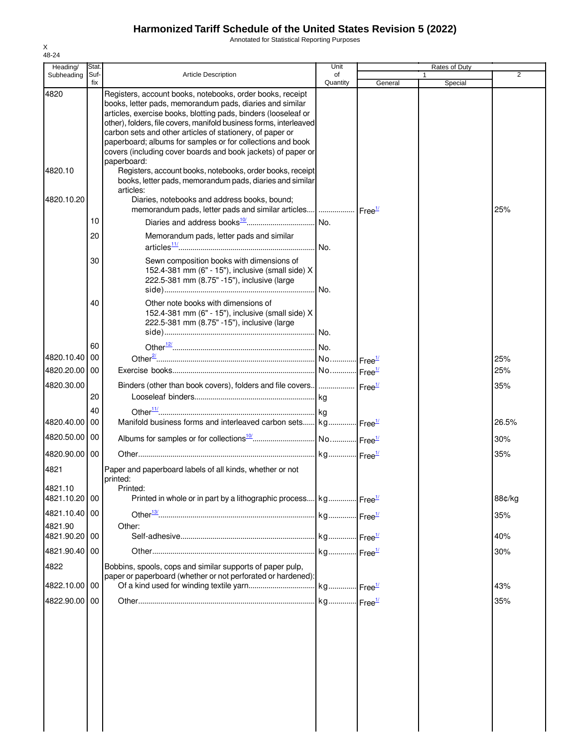# Harmonized Tariff Schedule of the United States Revision 5 (2022)

Annotated for Statistical Reporting Purposes

| Heading/ Subheading | Stat. Suf- fix | Article Description | Unit of Quantity | Rates of Duty 1 General | Special | 2 |
|---|---|---|---|---|---|---|
| 4820 | | Registers, account books, notebooks, order books, receipt books, letter pads, memorandum pads, diaries and similar articles, exercise books, blotting pads, binders (looseleaf or other), folders, file covers, manifold business forms, interleaved carbon sets and other articles of stationery, of paper or paperboard; albums for samples or for collections and book covers (including cover boards and book jackets) of paper or paperboard: | | | | |
| 4820.10 | | Registers, account books, notebooks, order books, receipt books, letter pads, memorandum pads, diaries and similar articles: | | | | |
| 4820.10.20 | | Diaries, notebooks and address books, bound; memorandum pads, letter pads and similar articles | | Free[1/] | | 25% |
| | 10 | Diaries and address books[10/] | No. | | | |
| | 20 | Memorandum pads, letter pads and similar articles[11/] | No. | | | |
| | 30 | Sewn composition books with dimensions of 152.4-381 mm (6" - 15"), inclusive (small side) X 222.5-381 mm (8.75" -15"), inclusive (large side) | No. | | | |
| | 40 | Other note books with dimensions of 152.4-381 mm (6" - 15"), inclusive (small side) X 222.5-381 mm (8.75" -15"), inclusive (large side) | No. | | | |
| | 60 | Other[12/] | No. | | | |
| 4820.10.40 | 00 | Other[2/] | No. | Free[1/] | | 25% |
| 4820.20.00 | 00 | Exercise books | No. | Free[1/] | | 25% |
| 4820.30.00 | | Binders (other than book covers), folders and file covers | | Free[1/] | | 35% |
| | 20 | Looseleaf binders | kg | | | |
| | 40 | Other[11/] | kg | | | |
| 4820.40.00 | 00 | Manifold business forms and interleaved carbon sets | kg | Free[1/] | | 26.5% |
| 4820.50.00 | 00 | Albums for samples or for collections[10/] | No. | Free[1/] | | 30% |
| 4820.90.00 | 00 | Other | kg | Free[1/] | | 35% |
| 4821 | | Paper and paperboard labels of all kinds, whether or not printed: | | | | |
| 4821.10 | | Printed: | | | | |
| 4821.10.20 | 00 | Printed in whole or in part by a lithographic process | kg | Free[1/] | | 88¢/kg |
| 4821.10.40 | 00 | Other[13/] | kg | Free[1/] | | 35% |
| 4821.90 | | Other: | | | | |
| 4821.90.20 | 00 | Self-adhesive | kg | Free[1/] | | 40% |
| 4821.90.40 | 00 | Other | kg | Free[1/] | | 30% |
| 4822 | | Bobbins, spools, cops and similar supports of paper pulp, paper or paperboard (whether or not perforated or hardened): | | | | |
| 4822.10.00 | 00 | Of a kind used for winding textile yarn | kg | Free[1/] | | 43% |
| 4822.90.00 | 00 | Other | kg | Free[1/] | | 35% |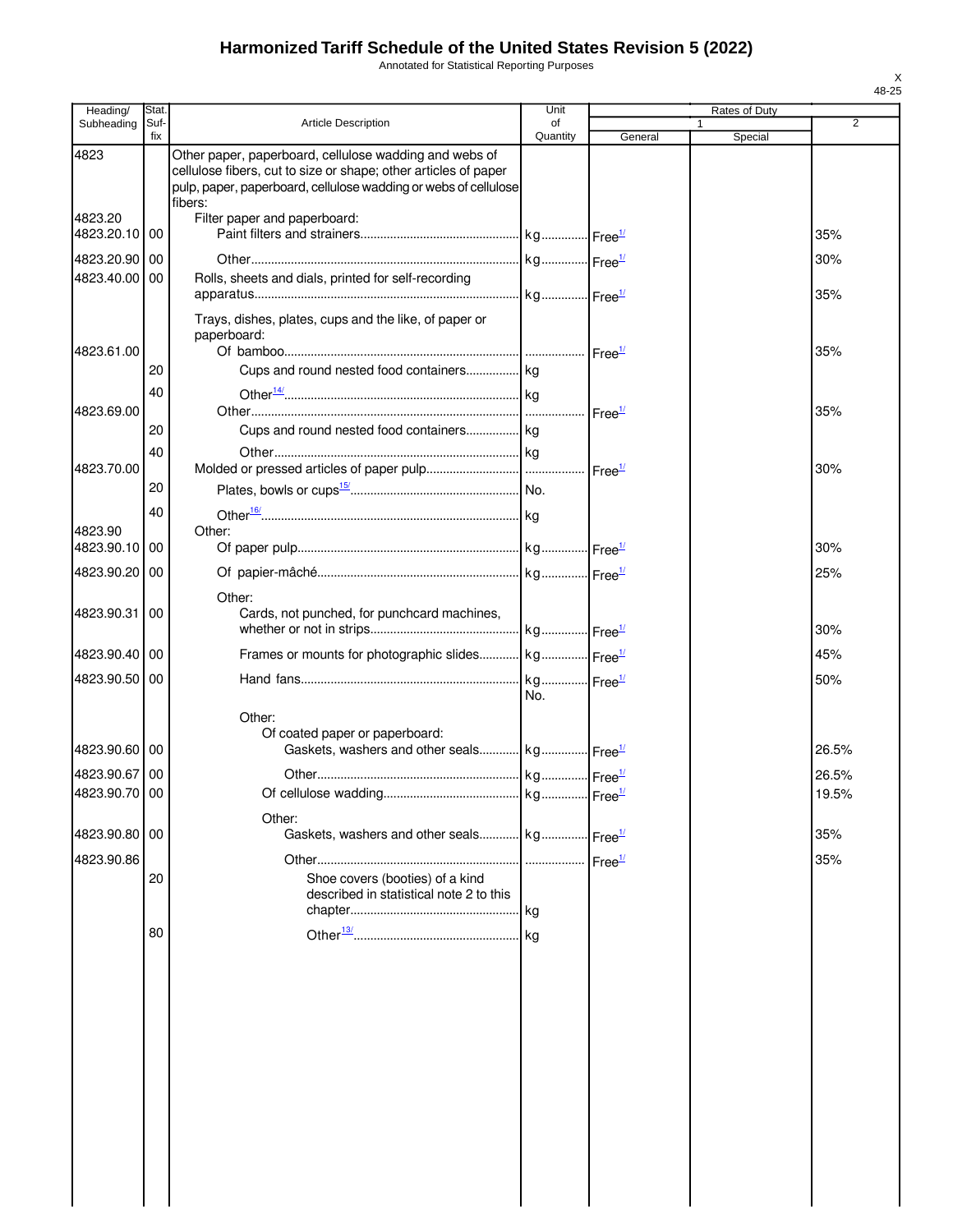# Harmonized Tariff Schedule of the United States Revision 5 (2022)

Annotated for Statistical Reporting Purposes

X
48-25

| Heading/ Subheading | Stat. Suf- fix | Article Description | Unit of Quantity | Rates of Duty 1 General | Special | 2 |
|---|---|---|---|---|---|---|
| 4823 | | Other paper, paperboard, cellulose wadding and webs of cellulose fibers, cut to size or shape; other articles of paper pulp, paper, paperboard, cellulose wadding or webs of cellulose fibers: | | | | |
| 4823.20 | | Filter paper and paperboard: | | | | |
| 4823.20.10 | 00 | Paint filters and strainers | kg | Free[1/] | | 35% |
| 4823.20.90 | 00 | Other | kg | Free[1/] | | 30% |
| 4823.40.00 | 00 | Rolls, sheets and dials, printed for self-recording apparatus | kg | Free[1/] | | 35% |
| | | Trays, dishes, plates, cups and the like, of paper or paperboard: | | | | |
| 4823.61.00 | | Of bamboo | | Free[1/] | | 35% |
| | 20 | Cups and round nested food containers | kg | | | |
| | 40 | Other[14/] | kg | | | |
| 4823.69.00 | | Other | | Free[1/] | | 35% |
| | 20 | Cups and round nested food containers | kg | | | |
| | 40 | Other | kg | | | |
| 4823.70.00 | | Molded or pressed articles of paper pulp | | Free[1/] | | 30% |
| | 20 | Plates, bowls or cups[15/] | No. | | | |
| | 40 | Other[16/] | kg | | | |
| 4823.90 | | Other: | | | | |
| 4823.90.10 | 00 | Of paper pulp | kg | Free[1/] | | 30% |
| 4823.90.20 | 00 | Of papier-mâché | kg | Free[1/] | | 25% |
| | | Other: | | | | |
| 4823.90.31 | 00 | Cards, not punched, for punchcard machines, whether or not in strips | kg | Free[1/] | | 30% |
| 4823.90.40 | 00 | Frames or mounts for photographic slides | kg | Free[1/] | | 45% |
| 4823.90.50 | 00 | Hand fans | kg No. | Free[1/] | | 50% |
| | | Other: | | | | |
| | | Of coated paper or paperboard: | | | | |
| 4823.90.60 | 00 | Gaskets, washers and other seals | kg | Free[1/] | | 26.5% |
| 4823.90.67 | 00 | Other | kg | Free[1/] | | 26.5% |
| 4823.90.70 | 00 | Of cellulose wadding | kg | Free[1/] | | 19.5% |
| | | Other: | | | | |
| 4823.90.80 | 00 | Gaskets, washers and other seals | kg | Free[1/] | | 35% |
| 4823.90.86 | | Other | | Free[1/] | | 35% |
| | 20 | Shoe covers (booties) of a kind described in statistical note 2 to this chapter | kg | | | |
| | 80 | Other[13/] | kg | | | |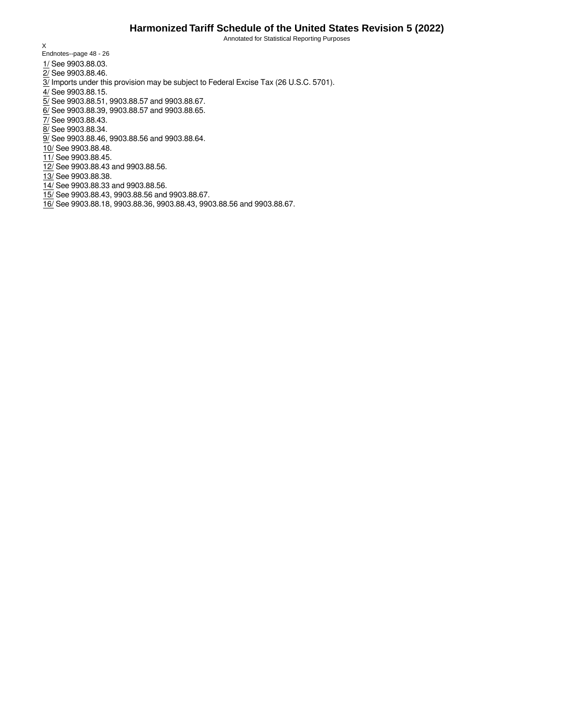X

Endnotes--page 48 - 26

1/ See 9903.88.03.

2/ See 9903.88.46.

3/ Imports under this provision may be subject to Federal Excise Tax (26 U.S.C. 5701).

4/ See 9903.88.15.

5/ See 9903.88.51, 9903.88.57 and 9903.88.67.

6/ See 9903.88.39, 9903.88.57 and 9903.88.65.

7/ See 9903.88.43.

8/ See 9903.88.34.

9/ See 9903.88.46, 9903.88.56 and 9903.88.64.

10/ See 9903.88.48.

11/ See 9903.88.45.

12/ See 9903.88.43 and 9903.88.56.

13/ See 9903.88.38.

14/ See 9903.88.33 and 9903.88.56.

15/ See 9903.88.43, 9903.88.56 and 9903.88.67.

16/ See 9903.88.18, 9903.88.36, 9903.88.43, 9903.88.56 and 9903.88.67.